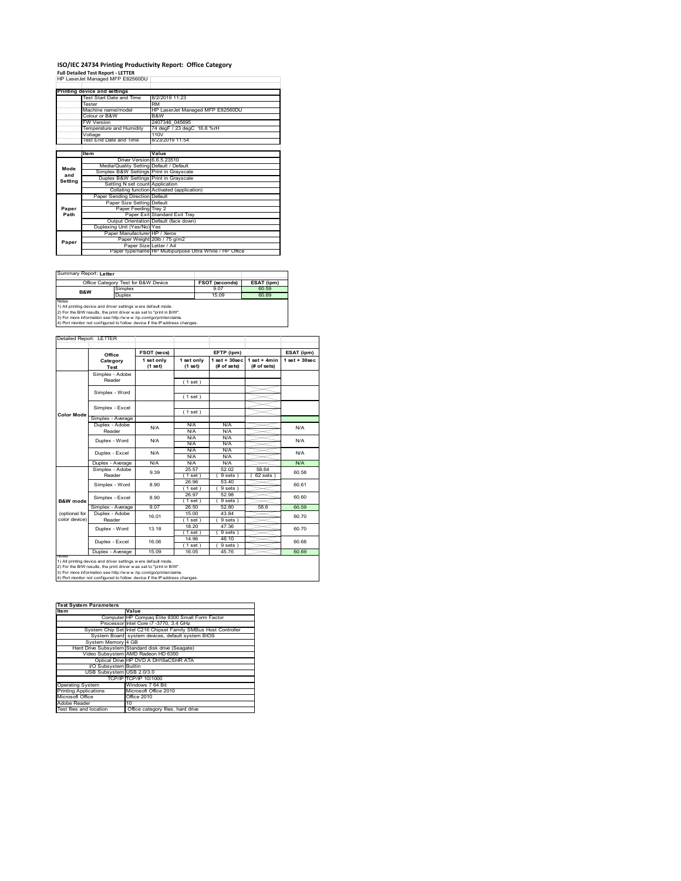# ISO/IEC 24734 Printing Productivity Report: Office Category

**Full Detailed Test Report - LETTER**

HP LaserJet Managed MFP E82560DU

| Printing device and settings | |
|---|---|
| Test Start Date and Time | 8/2/2019 11:23 |
| Tester | RM |
| Machine name/model | HP LaserJet Managed MFP E82560DU |
| Colour or B&W | B&W |
| FW Version | 2407346_045695 |
| Temperature and Humidity | 74 degF / 23 degC 16.6 %rH |
| Voltage | 110V |
| Test End Date and Time | 8/23/2019 11:54 |

| | Item | Value |
|---|---|---|
| Mode and Setting | Driver Version | 6.6.5.23510 |
| | Media/Quality Setting | Default / Default |
| | Simplex B&W Settings | Print in Grayscale |
| | Duplex B&W Settings | Print in Grayscale |
| | Setting N set count | Application |
| | Collating function | Activated (application) |
| Paper Path | Paper Sending Direction | Default |
| | Paper Size Setting | Default |
| | Paper Feeding | Tray 2 |
| | Paper Exit | Standard Exit Tray |
| | Output Orientation | Default (face down) |
| | Duplexing Unit (Yes/No) | Yes |
| Paper | Paper Manufacturer | HP / Xerox |
| | Paper Weight | 20lb / 75 g/m2 |
| | Paper Size | Letter / A4 |
| | Paper type/name | HP Multipurpose Ultra White / HP Office |

Summary Report: **Letter**

| Office Category Test for B&W Device | | FSOT (seconds) | ESAT (ipm) |
|---|---|---|---|
| B&W | Simplex | 9.07 | 60.59 |
| | Duplex | 15.09 | 60.69 |

Notes
1) All printing device and driver settings were default mode.
2) For the B/W results, the print driver was set to "print in B/W".
3) For more information see http://www.hp.com/go/printerclaims.
4) Port monitor not configured to follow device if the IP address changes.

Detailed Report: LETTER

| | Office Category Test | FSOT (secs) 1 set only (1 set) | EFTP (ipm) 1 set only (1 set) | EFTP (ipm) 1 set + 30sec (# of sets) | EFTP (ipm) 1 set + 4min (# of sets) | ESAT (ipm) 1 set + 30sec |
|---|---|---|---|---|---|---|
| Color Mode | Simplex - Adobe Reader | | ( 1 set ) | | | |
| | Simplex - Word | | ( 1 set ) | | | |
| | Simplex - Excel | | ( 1 set ) | | | |
| | Simplex - Average | | | | | |
| | Duplex - Adobe Reader | N/A | N/A N/A | N/A N/A | | N/A |
| | Duplex - Word | N/A | N/A N/A | N/A N/A | | N/A |
| | Duplex - Excel | N/A | N/A N/A | N/A N/A | | N/A |
| | Duplex - Average | N/A | N/A | N/A | | N/A |
| B&W mode (optional for color device) | Simplex - Adobe Reader | 9.39 | 25.57 ( 1 set ) | 52.02 ( 9 sets ) | 58.64 ( 62 sets ) | 60.58 |
| | Simplex - Word | 8.90 | 26.96 ( 1 set ) | 53.40 ( 9 sets ) | | 60.61 |
| | Simplex - Excel | 8.90 | 26.97 ( 1 set ) | 52.98 ( 9 sets ) | | 60.60 |
| | Simplex - Average | 9.07 | 26.50 | 52.80 | 58.6 | 60.59 |
| | Duplex - Adobe Reader | 16.01 | 15.00 ( 1 set ) | 43.84 ( 9 sets ) | | 60.70 |
| | Duplex - Word | 13.18 | 18.20 ( 1 set ) | 47.36 ( 9 sets ) | | 60.70 |
| | Duplex - Excel | 16.06 | 14.96 ( 1 set ) | 46.10 ( 9 sets ) | | 60.68 |
| | Duplex - Average | 15.09 | 16.05 | 45.76 | | 60.69 |

Notes
1) All printing device and driver settings were default mode.
2) For the B/W results, the print driver was set to "print in B/W".
3) For more information see http://www.hp.com/go/printerclaims.
4) Port monitor not configured to follow device if the IP address changes.

| Test System Parameters | |
|---|---|
| **Item** | **Value** |
| Computer | HP Compaq Elite 8300 Small Form Factor |
| Processor | Intel Core i7 -3770, 3.4 GHz |
| System Chip Set | Intel C216 Chipset Family SMBus Host Controller |
| System Board | system devices, default system BIOS |
| System Memory | 4 GB |
| Hard Drive Subsystem | Standard disk drive (Seagate) |
| Video Subsystem | AMD Radeon HD 6350 |
| Optical Drive | HP DVD A DH16aCSHR ATA |
| I/O Subsystem | Builtin |
| USB Subsystem | USB 2.0/3.0 |
| TCP/IP | TCP/IP 10/1000 |
| Operating System | Windows 7 64 Bit |
| Printing Applications | Microsoft Office 2010 |
| Microsoft Office | Office 2010 |
| Adobe Reader | 10 |
| Test files and location | Office category files, hard drive |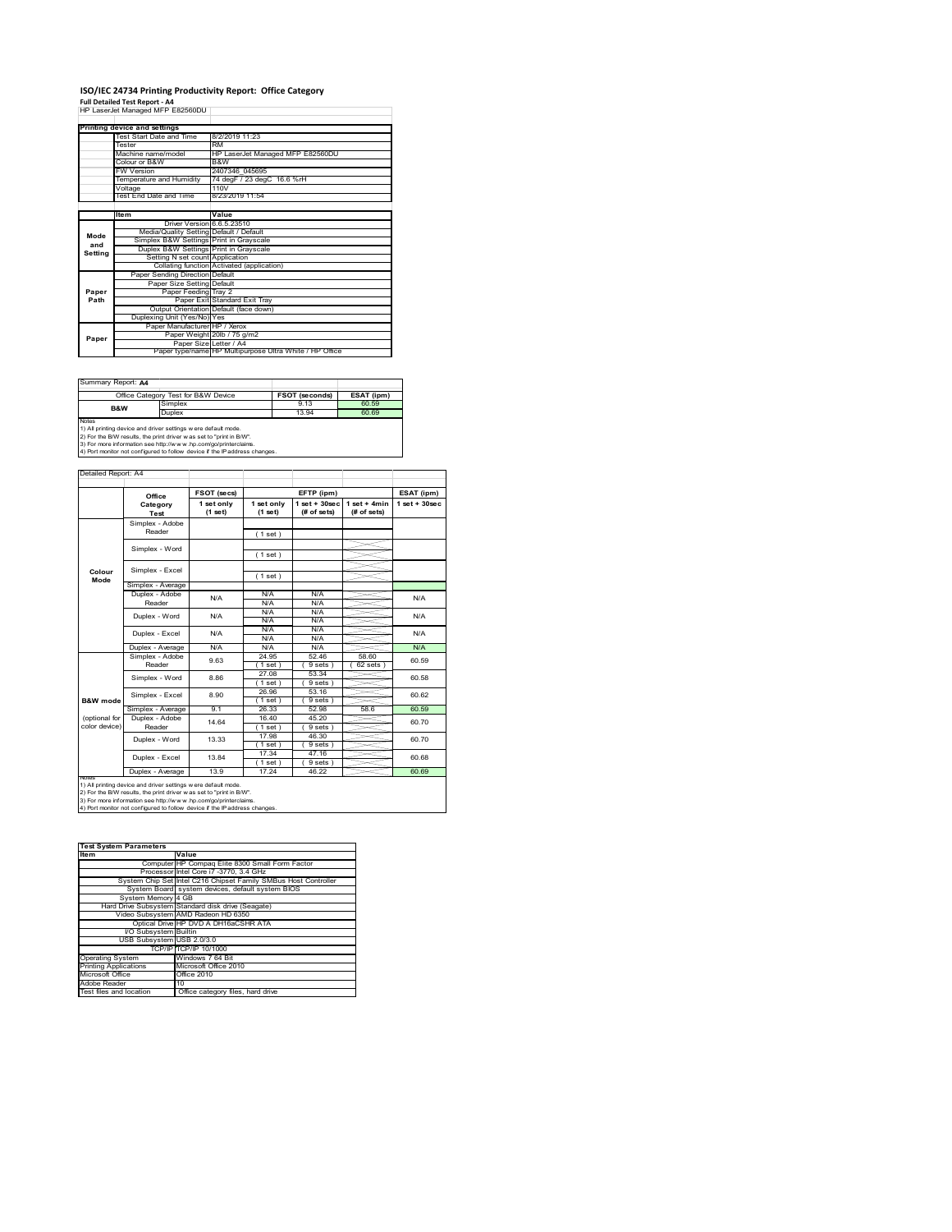# ISO/IEC 24734 Printing Productivity Report: Office Category

**Full Detailed Test Report - A4**

HP LaserJet Managed MFP E82560DU

| Printing device and settings | |
|---|---|
| Test Start Date and Time | 8/2/2019 11:23 |
| Tester | RM |
| Machine name/model | HP LaserJet Managed MFP E82560DU |
| Colour or B&W | B&W |
| FW Version | 2407346_045695 |
| Temperature and Humidity | 74 degF / 23 degC 16.6 %rH |
| Voltage | 110V |
| Test End Date and Time | 8/23/2019 11:54 |

| | Item | Value |
|---|---|---|
| Mode and Setting | Driver Version | 6.6.5.23510 |
| | Media/Quality Setting | Default / Default |
| | Simplex B&W Settings | Print in Grayscale |
| | Duplex B&W Settings | Print in Grayscale |
| | Setting N set count | Application |
| | Collating function | Activated (application) |
| Paper Path | Paper Sending Direction | Default |
| | Paper Size Setting | Default |
| | Paper Feeding | Tray 2 |
| | Paper Exit | Standard Exit Tray |
| | Output Orientation | Default (face down) |
| | Duplexing Unit (Yes/No) | Yes |
| Paper | Paper Manufacturer | HP / Xerox |
| | Paper Weight | 20lb / 75 g/m2 |
| | Paper Size | Letter / A4 |
| | Paper type/name | HP Multipurpose Ultra White / HP Office |

Summary Report: **A4**

| Office Category Test for B&W Device | | FSOT (seconds) | ESAT (ipm) |
|---|---|---|---|
| B&W | Simplex | 9.13 | 60.59 |
| | Duplex | 13.94 | 60.69 |

Notes
1) All printing device and driver settings were default mode.
2) For the B/W results, the print driver was set to "print in B/W".
3) For more information see http://www.hp.com/go/printerclaims.
4) Port monitor not configured to follow device if the IP address changes.

Detailed Report: A4

| | Office Category Test | FSOT (secs) 1 set only (1 set) | EFTP (ipm) 1 set only (1 set) | EFTP (ipm) 1 set + 30sec (# of sets) | EFTP (ipm) 1 set + 4min (# of sets) | ESAT (ipm) 1 set + 30sec |
|---|---|---|---|---|---|---|
| Colour Mode | Simplex - Adobe Reader | | (1 set) | | | |
| | Simplex - Word | | (1 set) | | | |
| | Simplex - Excel | | (1 set) | | | |
| | Simplex - Average | | | | | |
| | Duplex - Adobe Reader | N/A | N/A N/A | N/A N/A | | N/A |
| | Duplex - Word | N/A | N/A N/A | N/A N/A | | N/A |
| | Duplex - Excel | N/A | N/A N/A | N/A N/A | | N/A |
| | Duplex - Average | N/A | N/A | N/A | | N/A |
| B&W mode (optional for color device) | Simplex - Adobe Reader | 9.63 | 24.95 (1 set) | 52.46 (9 sets) | 58.60 (62 sets) | 60.59 |
| | Simplex - Word | 8.86 | 27.08 (1 set) | 53.34 (9 sets) | | 60.58 |
| | Simplex - Excel | 8.90 | 26.96 (1 set) | 53.16 (9 sets) | | 60.62 |
| | Simplex - Average | 9.1 | 26.33 | 52.98 | 58.6 | 60.59 |
| | Duplex - Adobe Reader | 14.64 | 16.40 (1 set) | 45.20 (9 sets) | | 60.70 |
| | Duplex - Word | 13.33 | 17.98 (1 set) | 46.30 (9 sets) | | 60.70 |
| | Duplex - Excel | 13.84 | 17.34 (1 set) | 47.16 (9 sets) | | 60.68 |
| | Duplex - Average | 13.9 | 17.24 | 46.22 | | 60.69 |

Notes
1) All printing device and driver settings were default mode.
2) For the B/W results, the print driver was set to "print in B/W".
3) For more information see http://www.hp.com/go/printerclaims.
4) Port monitor not configured to follow device if the IP address changes.

| Test System Parameters | |
|---|---|
| Item | Value |
| Computer | HP Compaq Elite 8300 Small Form Factor |
| Processor | Intel Core i7 -3770, 3.4 GHz |
| System Chip Set | Intel C216 Chipset Family SMBus Host Controller |
| System Board | system devices, default system BIOS |
| System Memory | 4 GB |
| Hard Drive Subsystem | Standard disk drive (Seagate) |
| Video Subsystem | AMD Radeon HD 6350 |
| Optical Drive | HP DVD A DH16aCSHR ATA |
| I/O Subsystem | Builtin |
| USB Subsystem | USB 2.0/3.0 |
| TCP/IP | TCP/IP 10/1000 |
| Operating System | Windows 7 64 Bit |
| Printing Applications | Microsoft Office 2010 |
| Microsoft Office | Office 2010 |
| Adobe Reader | 10 |
| Test files and location | Office category files, hard drive |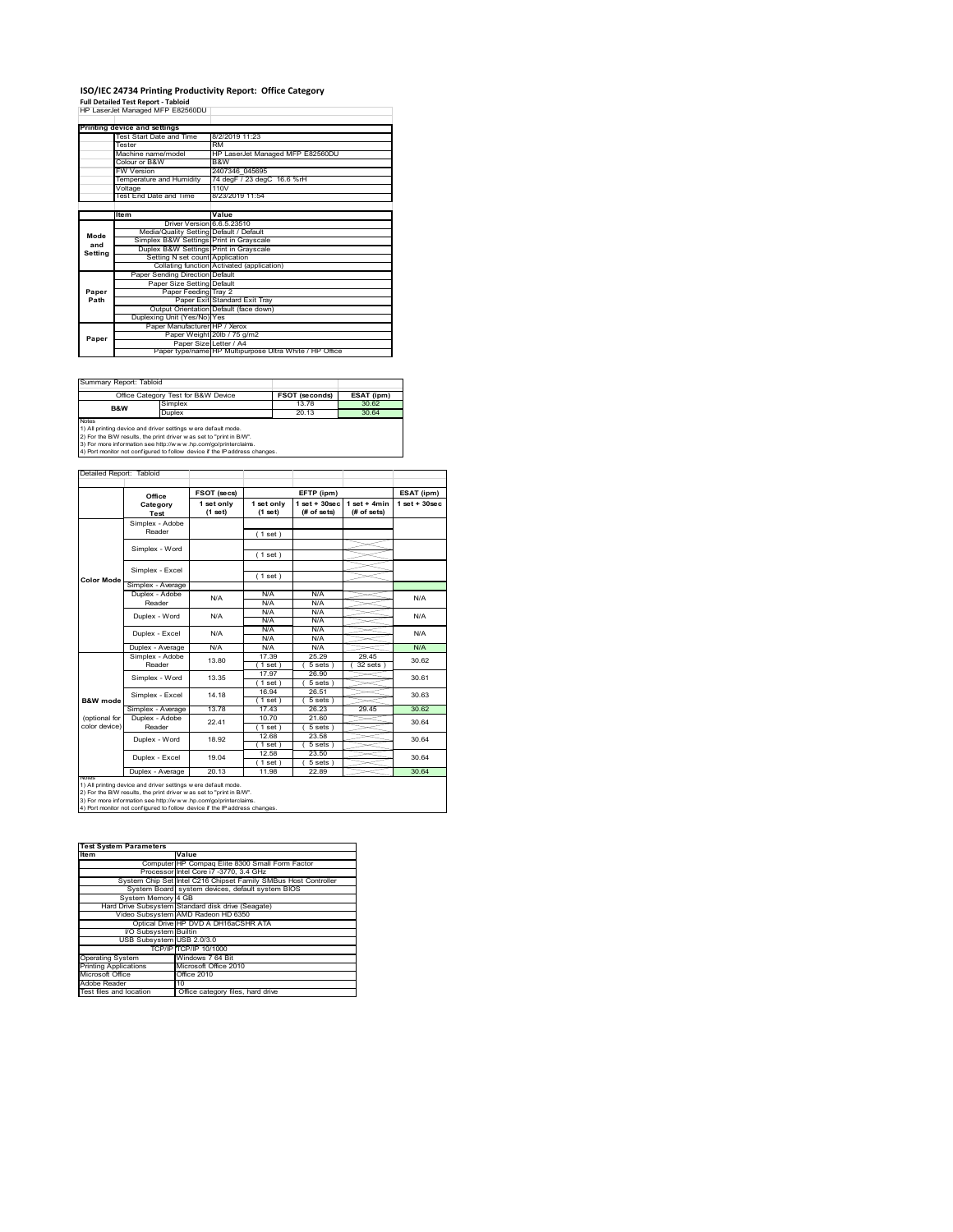# ISO/IEC 24734 Printing Productivity Report: Office Category

**Full Detailed Test Report - Tabloid**

HP LaserJet Managed MFP E82560DU

| Printing device and settings | |
|---|---|
| Test Start Date and Time | 8/2/2019 11:23 |
| Tester | RM |
| Machine name/model | HP LaserJet Managed MFP E82560DU |
| Colour or B&W | B&W |
| FW Version | 2407346_045695 |
| Temperature and Humidity | 74 degF / 23 degC 16.6 %rH |
| Voltage | 110V |
| Test End Date and Time | 8/23/2019 11:54 |

| | Item | Value |
|---|---|---|
| Mode and Setting | Driver Version | 6.6.5.23510 |
| | Media/Quality Setting | Default / Default |
| | Simplex B&W Settings | Print in Grayscale |
| | Duplex B&W Settings | Print in Grayscale |
| | Setting N set count | Application |
| | Collating function | Activated (application) |
| Paper Path | Paper Sending Direction | Default |
| | Paper Size Setting | Default |
| | Paper Feeding | Tray 2 |
| | Paper Exit | Standard Exit Tray |
| | Output Orientation | Default (face down) |
| | Duplexing Unit (Yes/No) | Yes |
| Paper | Paper Manufacturer | HP / Xerox |
| | Paper Weight | 20lb / 75 g/m2 |
| | Paper Size | Letter / A4 |
| | Paper type/name | HP Multipurpose Ultra White / HP Office |

Summary Report: Tabloid

| Office Category Test for B&W Device | | FSOT (seconds) | ESAT (ipm) |
|---|---|---|---|
| B&W | Simplex | 13.78 | 30.62 |
| | Duplex | 20.13 | 30.64 |

Notes
1) All printing device and driver settings were default mode.
2) For the B/W results, the print driver was set to "print in B/W".
3) For more information see http://www.hp.com/go/printerclaims.
4) Port monitor not configured to follow device if the IP address changes.

Detailed Report: Tabloid

| | Office Category Test | FSOT (secs) 1 set only (1 set) | EFTP (ipm) 1 set only (1 set) | EFTP (ipm) 1 set + 30sec (# of sets) | EFTP (ipm) 1 set + 4min (# of sets) | ESAT (ipm) 1 set + 30sec |
|---|---|---|---|---|---|---|
| Color Mode | Simplex - Adobe Reader | | (1 set) | | | |
| | Simplex - Word | | (1 set) | | | |
| | Simplex - Excel | | (1 set) | | | |
| | Simplex - Average | | | | | |
| | Duplex - Adobe Reader | N/A | N/A<br>N/A | N/A<br>N/A | | N/A |
| | Duplex - Word | N/A | N/A<br>N/A | N/A<br>N/A | | N/A |
| | Duplex - Excel | N/A | N/A<br>N/A | N/A<br>N/A | | N/A |
| | Duplex - Average | N/A | N/A | N/A | | N/A |
| B&W mode (optional for color device) | Simplex - Adobe Reader | 13.80 | 17.39<br>(1 set) | 25.29<br>(5 sets) | 29.45<br>(32 sets) | 30.62 |
| | Simplex - Word | 13.35 | 17.97<br>(1 set) | 26.90<br>(5 sets) | | 30.61 |
| | Simplex - Excel | 14.18 | 16.94<br>(1 set) | 26.51<br>(5 sets) | | 30.63 |
| | Simplex - Average | 13.78 | 17.43 | 26.23 | 29.45 | 30.62 |
| | Duplex - Adobe Reader | 22.41 | 10.70<br>(1 set) | 21.60<br>(5 sets) | | 30.64 |
| | Duplex - Word | 18.92 | 12.68<br>(1 set) | 23.58<br>(5 sets) | | 30.64 |
| | Duplex - Excel | 19.04 | 12.58<br>(1 set) | 23.50<br>(5 sets) | | 30.64 |
| | Duplex - Average | 20.13 | 11.98 | 22.89 | | 30.64 |

Notes
1) All printing device and driver settings were default mode.
2) For the B/W results, the print driver was set to "print in B/W".
3) For more information see http://www.hp.com/go/printerclaims.
4) Port monitor not configured to follow device if the IP address changes.

| Test System Parameters | |
|---|---|
| **Item** | **Value** |
| Computer | HP Compaq Elite 8300 Small Form Factor |
| Processor | Intel Core i7 -3770, 3.4 GHz |
| System Chip Set | Intel C216 Chipset Family SMBus Host Controller |
| System Board | system devices, default system BIOS |
| System Memory | 4 GB |
| Hard Drive Subsystem | Standard disk drive (Seagate) |
| Video Subsystem | AMD Radeon HD 6350 |
| Optical Drive | HP DVD A DH16aCSHR ATA |
| I/O Subsystem | Builtin |
| USB Subsystem | USB 2.0/3.0 |
| TCP/IP | TCP/IP 10/1000 |
| Operating System | Windows 7 64 Bit |
| Printing Applications | Microsoft Office 2010 |
| Microsoft Office | Office 2010 |
| Adobe Reader | 10 |
| Test files and location | Office category files, hard drive |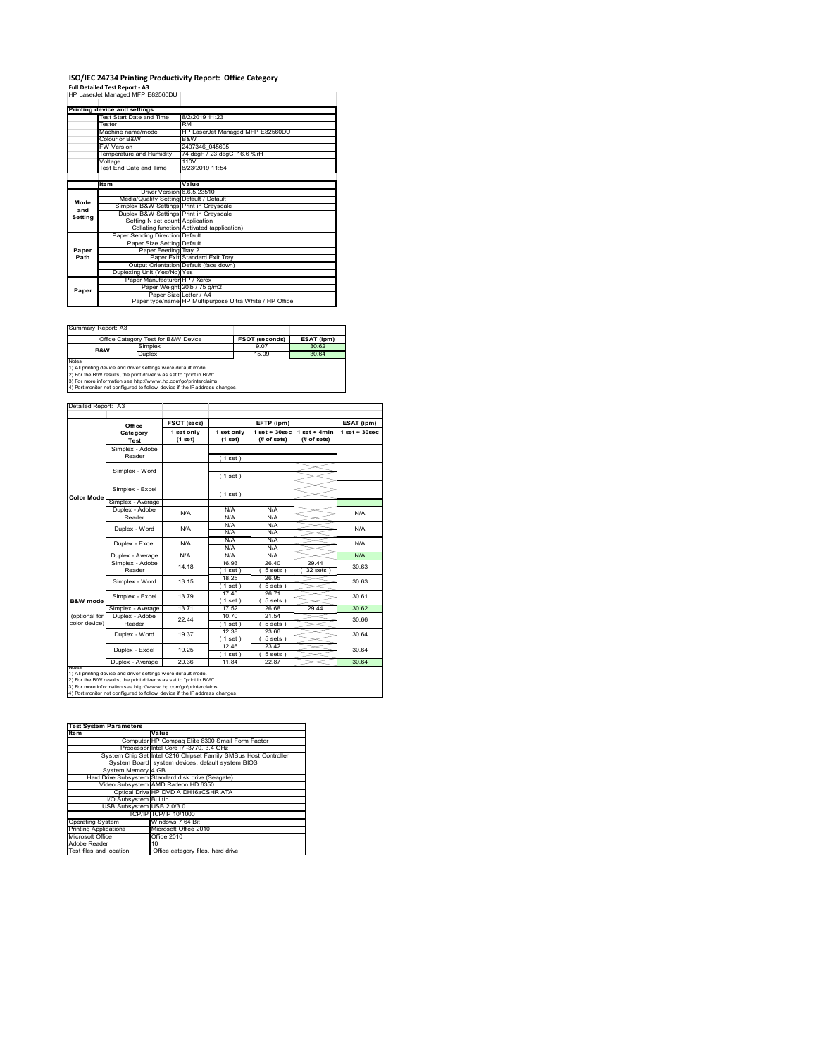# ISO/IEC 24734 Printing Productivity Report: Office Category

**Full Detailed Test Report - A3**

HP LaserJet Managed MFP E82560DU

| Printing device and settings | |
|---|---|
| Test Start Date and Time | 8/2/2019 11:23 |
| Tester | RM |
| Machine name/model | HP LaserJet Managed MFP E82560DU |
| Colour or B&W | B&W |
| FW Version | 2407346_045695 |
| Temperature and Humidity | 74 degF / 23 degC 16.6 %rH |
| Voltage | 110V |
| Test End Date and Time | 8/23/2019 11:54 |

| | Item | Value |
|---|---|---|
| Mode and Setting | Driver Version | 6.6.5.23510 |
| | Media/Quality Setting | Default / Default |
| | Simplex B&W Settings | Print in Grayscale |
| | Duplex B&W Settings | Print in Grayscale |
| | Setting N set count | Application |
| | Collating function | Activated (application) |
| Paper Path | Paper Sending Direction | Default |
| | Paper Size Setting | Default |
| | Paper Feeding | Tray 2 |
| | Paper Exit | Standard Exit Tray |
| | Output Orientation | Default (face down) |
| | Duplexing Unit (Yes/No) | Yes |
| Paper | Paper Manufacturer | HP / Xerox |
| | Paper Weight | 20lb / 75 g/m2 |
| | Paper Size | Letter / A4 |
| | Paper type/name | HP Multipurpose Ultra White / HP Office |

Summary Report: A3

| Office Category Test for B&W Device | | FSOT (seconds) | ESAT (ipm) |
|---|---|---|---|
| B&W | Simplex | 9.07 | 30.62 |
| | Duplex | 15.09 | 30.64 |

Notes
1) All printing device and driver settings were default mode.
2) For the B/W results, the print driver was set to "print in B/W".
3) For more information see http://www.hp.com/go/printerclaims.
4) Port monitor not configured to follow device if the IP address changes.

Detailed Report: A3

| | Office Category Test | FSOT (secs) 1 set only (1 set) | EFTP (ipm) 1 set only (1 set) | EFTP (ipm) 1 set + 30sec (# of sets) | EFTP (ipm) 1 set + 4min (# of sets) | ESAT (ipm) 1 set + 30sec |
|---|---|---|---|---|---|---|
| Color Mode | Simplex - Adobe Reader | | (1 set) | | | |
| | Simplex - Word | | (1 set) | | | |
| | Simplex - Excel | | (1 set) | | | |
| | Simplex - Average | | | | | |
| | Duplex - Adobe Reader | N/A | N/A<br>N/A | N/A<br>N/A | | N/A |
| | Duplex - Word | N/A | N/A<br>N/A | N/A<br>N/A | | N/A |
| | Duplex - Excel | N/A | N/A<br>N/A | N/A<br>N/A | | N/A |
| | Duplex - Average | N/A | N/A | N/A | | N/A |
| B&W mode (optional for color device) | Simplex - Adobe Reader | 14.18 | 16.93<br>(1 set) | 26.40<br>(5 sets) | 29.44<br>(32 sets) | 30.63 |
| | Simplex - Word | 13.15 | 18.25<br>(1 set) | 26.95<br>(5 sets) | | 30.63 |
| | Simplex - Excel | 13.79 | 17.40<br>(1 set) | 26.71<br>(5 sets) | | 30.61 |
| | Simplex - Average | 13.71 | 17.52 | 26.68 | 29.44 | 30.62 |
| | Duplex - Adobe Reader | 22.44 | 10.70<br>(1 set) | 21.54<br>(5 sets) | | 30.66 |
| | Duplex - Word | 19.37 | 12.38<br>(1 set) | 23.66<br>(5 sets) | | 30.64 |
| | Duplex - Excel | 19.25 | 12.46<br>(1 set) | 23.42<br>(5 sets) | | 30.64 |
| | Duplex - Average | 20.36 | 11.84 | 22.87 | | 30.64 |

Notes
1) All printing device and driver settings were default mode.
2) For the B/W results, the print driver was set to "print in B/W".
3) For more information see http://www.hp.com/go/printerclaims.
4) Port monitor not configured to follow device if the IP address changes.

| Test System Parameters | |
|---|---|
| **Item** | **Value** |
| Computer | HP Compaq Elite 8300 Small Form Factor |
| Processor | Intel Core i7 -3770, 3.4 GHz |
| System Chip Set | Intel C216 Chipset Family SMBus Host Controller |
| System Board | system devices, default system BIOS |
| System Memory | 4 GB |
| Hard Drive Subsystem | Standard disk drive (Seagate) |
| Video Subsystem | AMD Radeon HD 6350 |
| Optical Drive | HP DVD A DH16aCSHR ATA |
| I/O Subsystem | Builtin |
| USB Subsystem | USB 2.0/3.0 |
| TCP/IP | TCP/IP 10/1000 |
| Operating System | Windows 7 64 Bit |
| Printing Applications | Microsoft Office 2010 |
| Microsoft Office | Office 2010 |
| Adobe Reader | 10 |
| Test files and location | Office category files, hard drive |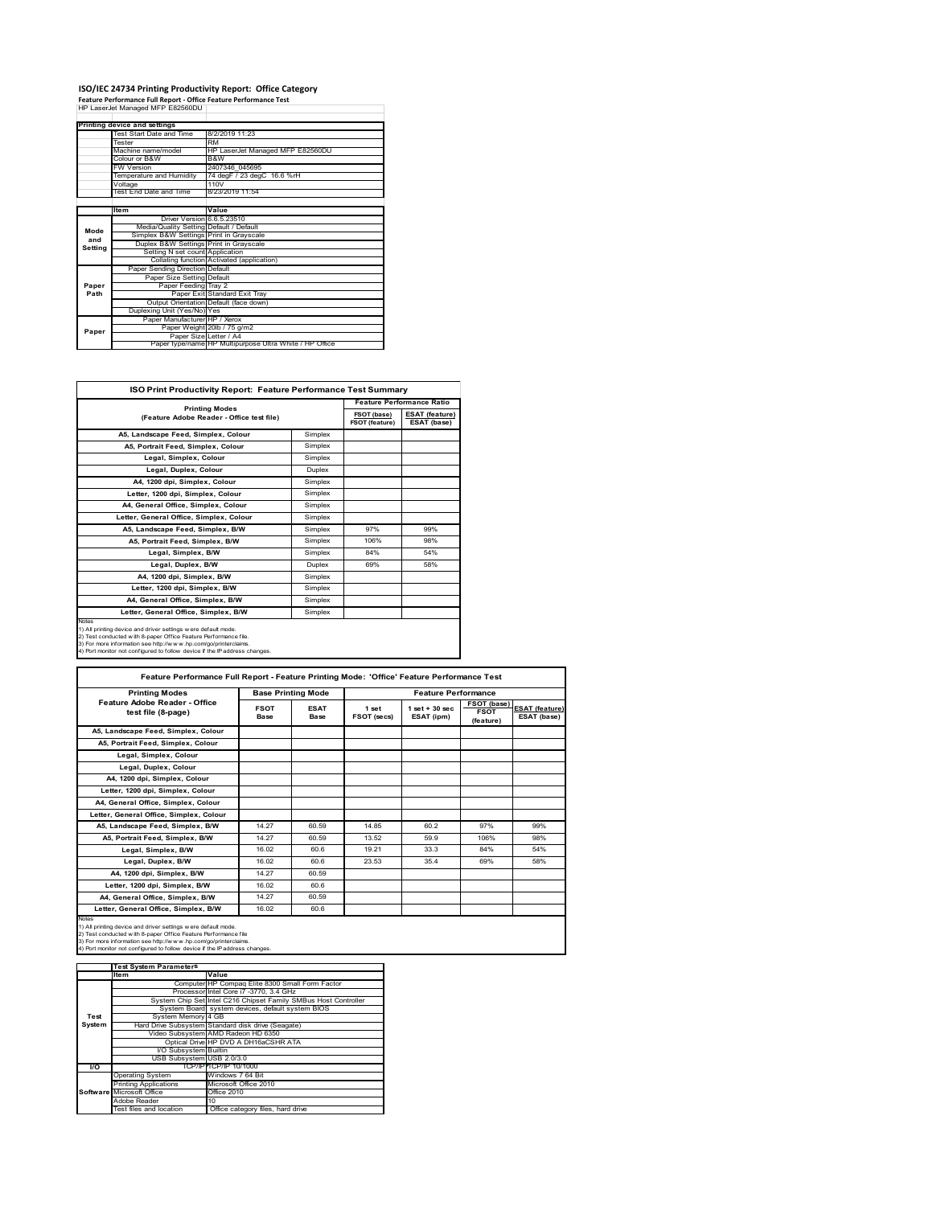# ISO/IEC 24734 Printing Productivity Report: Office Category

**Feature Performance Full Report - Office Feature Performance Test**

HP LaserJet Managed MFP E82560DU

| Printing device and settings | |
|---|---|
| Test Start Date and Time | 8/2/2019 11:23 |
| Tester | RM |
| Machine name/model | HP LaserJet Managed MFP E82560DU |
| Colour or B&W | B&W |
| FW Version | 2407346_045695 |
| Temperature and Humidity | 74 degF / 23 degC 16.6 %rH |
| Voltage | 110V |
| Test End Date and Time | 8/23/2019 11:54 |

| | Item | Value |
|---|---|---|
| Mode and Setting | Driver Version | 6.6.5.23510 |
| | Media/Quality Setting | Default / Default |
| | Simplex B&W Settings | Print in Grayscale |
| | Duplex B&W Settings | Print in Grayscale |
| | Setting N set count | Application |
| | Collating function | Activated (application) |
| Paper Path | Paper Sending Direction | Default |
| | Paper Size Setting | Default |
| | Paper Feeding | Tray 2 |
| | Paper Exit | Standard Exit Tray |
| | Output Orientation | Default (face down) |
| | Duplexing Unit (Yes/No) | Yes |
| Paper | Paper Manufacturer | HP / Xerox |
| | Paper Weight | 20lb / 75 g/m2 |
| | Paper Size | Letter / A4 |
| | Paper type/name | HP Multipurpose Ultra White / HP Office |

## ISO Print Productivity Report: Feature Performance Test Summary

| Printing Modes (Feature Adobe Reader - Office test file) | | Feature Performance Ratio FSOT (base) / FSOT (feature) | ESAT (feature) / ESAT (base) |
|---|---|---|---|
| A5, Landscape Feed, Simplex, Colour | Simplex | | |
| A5, Portrait Feed, Simplex, Colour | Simplex | | |
| Legal, Simplex, Colour | Simplex | | |
| Legal, Duplex, Colour | Duplex | | |
| A4, 1200 dpi, Simplex, Colour | Simplex | | |
| Letter, 1200 dpi, Simplex, Colour | Simplex | | |
| A4, General Office, Simplex, Colour | Simplex | | |
| Letter, General Office, Simplex, Colour | Simplex | | |
| A5, Landscape Feed, Simplex, B/W | Simplex | 97% | 99% |
| A5, Portrait Feed, Simplex, B/W | Simplex | 106% | 98% |
| Legal, Simplex, B/W | Simplex | 84% | 54% |
| Legal, Duplex, B/W | Duplex | 69% | 58% |
| A4, 1200 dpi, Simplex, B/W | Simplex | | |
| Letter, 1200 dpi, Simplex, B/W | Simplex | | |
| A4, General Office, Simplex, B/W | Simplex | | |
| Letter, General Office, Simplex, B/W | Simplex | | |

Notes
1) All printing device and driver settings were default mode.
2) Test conducted with 8-paper Office Feature Performance file.
3) For more information see http://www.hp.com/go/printerclaims.
4) Port monitor not configured to follow device if the IP address changes.

## Feature Performance Full Report - Feature Printing Mode: 'Office' Feature Performance Test

| Printing Modes Feature Adobe Reader - Office test file (8-page) | Base Printing Mode FSOT Base | ESAT Base | Feature Performance 1 set FSOT (secs) | 1 set + 30 sec ESAT (ipm) | FSOT (base) / FSOT (feature) | ESAT (feature) / ESAT (base) |
|---|---|---|---|---|---|---|
| A5, Landscape Feed, Simplex, Colour | | | | | | |
| A5, Portrait Feed, Simplex, Colour | | | | | | |
| Legal, Simplex, Colour | | | | | | |
| Legal, Duplex, Colour | | | | | | |
| A4, 1200 dpi, Simplex, Colour | | | | | | |
| Letter, 1200 dpi, Simplex, Colour | | | | | | |
| A4, General Office, Simplex, Colour | | | | | | |
| Letter, General Office, Simplex, Colour | | | | | | |
| A5, Landscape Feed, Simplex, B/W | 14.27 | 60.59 | 14.85 | 60.2 | 97% | 99% |
| A5, Portrait Feed, Simplex, B/W | 14.27 | 60.59 | 13.52 | 59.9 | 106% | 98% |
| Legal, Simplex, B/W | 16.02 | 60.6 | 19.21 | 33.3 | 84% | 54% |
| Legal, Duplex, B/W | 16.02 | 60.6 | 23.53 | 35.4 | 69% | 58% |
| A4, 1200 dpi, Simplex, B/W | 14.27 | 60.59 | | | | |
| Letter, 1200 dpi, Simplex, B/W | 16.02 | 60.6 | | | | |
| A4, General Office, Simplex, B/W | 14.27 | 60.59 | | | | |
| Letter, General Office, Simplex, B/W | 16.02 | 60.6 | | | | |

Notes
1) All printing device and driver settings were default mode.
2) Test conducted with 8-paper Office Feature Performance file
3) For more information see http://www.hp.com/go/printerclaims.
4) Port monitor not configured to follow device if the IP address changes.

| | Test System Parameters Item | Value |
|---|---|---|
| Test System | Computer | HP Compaq Elite 8300 Small Form Factor |
| | Processor | Intel Core i7 -3770, 3.4 GHz |
| | System Chip Set | Intel C216 Chipset Family SMBus Host Controller |
| | System Board | system devices, default system BIOS |
| | System Memory | 4 GB |
| | Hard Drive Subsystem | Standard disk drive (Seagate) |
| | Video Subsystem | AMD Radeon HD 6350 |
| | Optical Drive | HP DVD A DH16aCSHR ATA |
| | I/O Subsystem | Builtin |
| | USB Subsystem | USB 2.0/3.0 |
| I/O | TCP/IP | TCP/IP 10/1000 |
| Software | Operating System | Windows 7 64 Bit |
| | Printing Applications | Microsoft Office 2010 |
| | Microsoft Office | Office 2010 |
| | Adobe Reader | 10 |
| | Test files and location | Office category files, hard drive |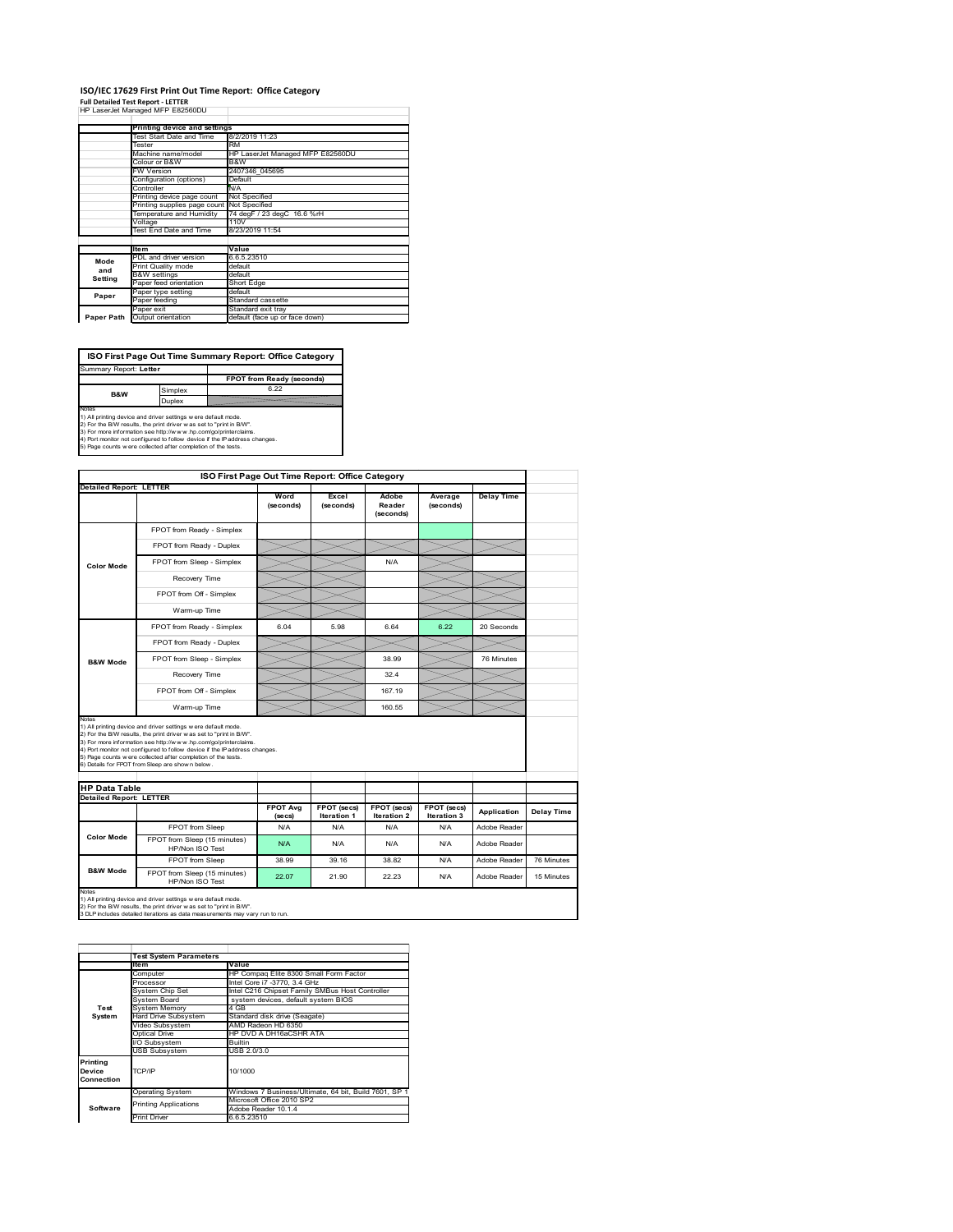# ISO/IEC 17629 First Print Out Time Report: Office Category

**Full Detailed Test Report - LETTER**

HP LaserJet Managed MFP E82560DU

| | Printing device and settings | |
|---|---|---|
| | Test Start Date and Time | 8/2/2019 11:23 |
| | Tester | RM |
| | Machine name/model | HP LaserJet Managed MFP E82560DU |
| | Colour or B&W | B&W |
| | FW Version | 2407346_045695 |
| | Configuration (options) | Default |
| | Controller | N/A |
| | Printing device page count | Not Specified |
| | Printing supplies page count | Not Specified |
| | Temperature and Humidity | 74 degF / 23 degC 16.6 %rH |
| | Voltage | 110V |
| | Test End Date and Time | 8/23/2019 11:54 |

| | Item | Value |
|---|---|---|
| Mode and Setting | PDL and driver version | 6.6.5.23510 |
| | Print Quality mode | default |
| | B&W settings | default |
| | Paper feed orientation | Short Edge |
| Paper | Paper type setting | default |
| | Paper feeding | Standard cassette |
| | Paper exit | Standard exit tray |
| Paper Path | Output orientation | default (face up or face down) |

## ISO First Page Out Time Summary Report: Office Category

Summary Report: **Letter**

| | | FPOT from Ready (seconds) |
|---|---|---|
| B&W | Simplex | 6.22 |
| | Duplex | |

Notes
1) All printing device and driver settings were default mode.
2) For the B/W results, the print driver was set to "print in B/W".
3) For more information see http://www.hp.com/go/printerclaims.
4) Port monitor not configured to follow device if the IP address changes.
5) Page counts were collected after completion of the tests.

## ISO First Page Out Time Report: Office Category

**Detailed Report: LETTER**

| | | Word (seconds) | Excel (seconds) | Adobe Reader (seconds) | Average (seconds) | Delay Time |
|---|---|---|---|---|---|---|
| Color Mode | FPOT from Ready - Simplex | | | | | |
| | FPOT from Ready - Duplex | | | | | |
| | FPOT from Sleep - Simplex | | | N/A | | |
| | Recovery Time | | | | | |
| | FPOT from Off - Simplex | | | | | |
| | Warm-up Time | | | | | |
| B&W Mode | FPOT from Ready - Simplex | 6.04 | 5.98 | 6.64 | 6.22 | 20 Seconds |
| | FPOT from Ready - Duplex | | | | | |
| | FPOT from Sleep - Simplex | | | 38.99 | | 76 Minutes |
| | Recovery Time | | | 32.4 | | |
| | FPOT from Off - Simplex | | | 167.19 | | |
| | Warm-up Time | | | 160.55 | | |

Notes
1) All printing device and driver settings were default mode.
2) For the B/W results, the print driver was set to "print in B/W".
3) For more information see http://www.hp.com/go/printerclaims.
4) Port monitor not configured to follow device if the IP address changes.
5) Page counts were collected after completion of the tests.
6) Details for FPOT from Sleep are shown below.

## HP Data Table

**Detailed Report: LETTER**

| | | FPOT Avg (secs) | FPOT (secs) Iteration 1 | FPOT (secs) Iteration 2 | FPOT (secs) Iteration 3 | Application | Delay Time |
|---|---|---|---|---|---|---|---|
| Color Mode | FPOT from Sleep | N/A | N/A | N/A | N/A | Adobe Reader | |
| | FPOT from Sleep (15 minutes) HP/Non ISO Test | N/A | N/A | N/A | N/A | Adobe Reader | |
| B&W Mode | FPOT from Sleep | 38.99 | 39.16 | 38.82 | N/A | Adobe Reader | 76 Minutes |
| | FPOT from Sleep (15 minutes) HP/Non ISO Test | 22.07 | 21.90 | 22.23 | N/A | Adobe Reader | 15 Minutes |

Notes
1) All printing device and driver settings were default mode.
2) For the B/W results, the print driver was set to "print in B/W".
3 DLP includes detailed iterations as data measurements may vary run to run.

| | Test System Parameters | |
|---|---|---|
| | Item | Value |
| Test System | Computer | HP Compaq Elite 8300 Small Form Factor |
| | Processor | Intel Core i7 -3770, 3.4 GHz |
| | System Chip Set | Intel C216 Chipset Family SMBus Host Controller |
| | System Board | system devices, default system BIOS |
| | System Memory | 4 GB |
| | Hard Drive Subsystem | Standard disk drive (Seagate) |
| | Video Subsystem | AMD Radeon HD 6350 |
| | Optical Drive | HP DVD A DH16aCSHR ATA |
| | I/O Subsystem | Builtin |
| | USB Subsystem | USB 2.0/3.0 |
| Printing Device Connection | TCP/IP | 10/1000 |
| Software | Operating System | Windows 7 Business/Ultimate, 64 bit, Build 7601, SP 1 |
| | Printing Applications | Microsoft Office 2010 SP2 |
| | | Adobe Reader 10.1.4 |
| | Print Driver | 6.6.5.23510 |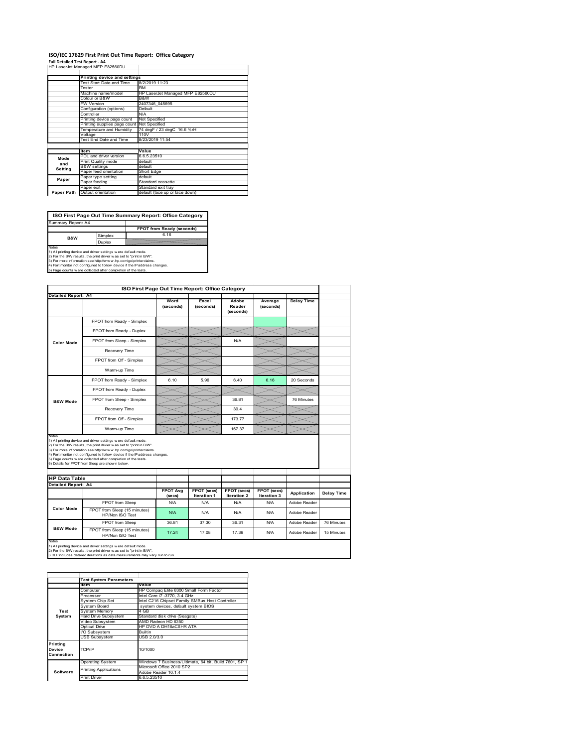# ISO/IEC 17629 First Print Out Time Report: Office Category

**Full Detailed Test Report - A4**

HP LaserJet Managed MFP E82560DU

| | Printing device and settings | |
|---|---|---|
| | Test Start Date and Time | 8/2/2019 11:23 |
| | Tester | RM |
| | Machine name/model | HP LaserJet Managed MFP E82560DU |
| | Colour or B&W | B&W |
| | FW Version | 2407346_045695 |
| | Configuration (options) | Default |
| | Controller | N/A |
| | Printing device page count | Not Specified |
| | Printing supplies page count | Not Specified |
| | Temperature and Humidity | 74 degF / 23 degC 16.6 %rH |
| | Voltage | 110V |
| | Test End Date and Time | 8/23/2019 11:54 |

| | Item | Value |
|---|---|---|
| Mode and Setting | PDL and driver version | 6.6.5.23510 |
| | Print Quality mode | default |
| | B&W settings | default |
| | Paper feed orientation | Short Edge |
| Paper | Paper type setting | default |
| | Paper feeding | Standard cassette |
| | Paper exit | Standard exit tray |
| Paper Path | Output orientation | default (face up or face down) |

## ISO First Page Out Time Summary Report: Office Category

| Summary Report: A4 | | |
|---|---|---|
| | | FPOT from Ready (seconds) |
| B&W | Simplex | 6.16 |
| | Duplex | |

Notes
1) All printing device and driver settings were default mode.
2) For the B/W results, the print driver was set to "print in B/W".
3) For more information see http://www.hp.com/go/printerclaims.
4) Port monitor not configured to follow device if the IP address changes.
5) Page counts were collected after completion of the tests.

## ISO First Page Out Time Report: Office Category

| Detailed Report: A4 | | Word (seconds) | Excel (seconds) | Adobe Reader (seconds) | Average (seconds) | Delay Time |
|---|---|---|---|---|---|---|
| Color Mode | FPOT from Ready - Simplex | | | | | |
| | FPOT from Ready - Duplex | | | | | |
| | FPOT from Sleep - Simplex | | | N/A | | |
| | Recovery Time | | | | | |
| | FPOT from Off - Simplex | | | | | |
| | Warm-up Time | | | | | |
| B&W Mode | FPOT from Ready - Simplex | 6.10 | 5.96 | 6.40 | 6.16 | 20 Seconds |
| | FPOT from Ready - Duplex | | | | | |
| | FPOT from Sleep - Simplex | | | 36.81 | | 76 Minutes |
| | Recovery Time | | | 30.4 | | |
| | FPOT from Off - Simplex | | | 173.77 | | |
| | Warm-up Time | | | 167.37 | | |

Notes
1) All printing device and driver settings were default mode.
2) For the B/W results, the print driver was set to "print in B/W".
3) For more information see http://www.hp.com/go/printerclaims.
4) Port monitor not configured to follow device if the IP address changes.
5) Page counts were collected after completion of the tests.
6) Details for FPOT from Sleep are shown below.

## HP Data Table

| Detailed Report: A4 | | FPOT Avg (secs) | FPOT (secs) Iteration 1 | FPOT (secs) Iteration 2 | FPOT (secs) Iteration 3 | Application | Delay Time |
|---|---|---|---|---|---|---|---|
| Color Mode | FPOT from Sleep | N/A | N/A | N/A | N/A | Adobe Reader | |
| | FPOT from Sleep (15 minutes) HP/Non ISO Test | N/A | N/A | N/A | N/A | Adobe Reader | |
| B&W Mode | FPOT from Sleep | 36.81 | 37.30 | 36.31 | N/A | Adobe Reader | 76 Minutes |
| | FPOT from Sleep (15 minutes) HP/Non ISO Test | 17.24 | 17.08 | 17.39 | N/A | Adobe Reader | 15 Minutes |

Notes
1) All printing device and driver settings were default mode.
2) For the B/W results, the print driver was set to "print in B/W".
3 DLP includes detailed iterations as data measurements may vary run to run.

| | Test System Parameters | |
|---|---|---|
| | Item | Value |
| Test System | Computer | HP Compaq Elite 8300 Small Form Factor |
| | Processor | Intel Core i7 -3770, 3.4 GHz |
| | System Chip Set | Intel C216 Chipset Family SMBus Host Controller |
| | System Board | system devices, default system BIOS |
| | System Memory | 4 GB |
| | Hard Drive Subsystem | Standard disk drive (Seagate) |
| | Video Subsystem | AMD Radeon HD 6350 |
| | Optical Drive | HP DVD A DH16aCSHR ATA |
| | I/O Subsystem | Builtin |
| | USB Subsystem | USB 2.0/3.0 |
| Printing Device Connection | TCP/IP | 10/1000 |
| Software | Operating System | Windows 7 Business/Ultimate, 64 bit, Build 7601, SP 1 |
| | Printing Applications | Microsoft Office 2010 SP2 |
| | | Adobe Reader 10.1.4 |
| | Print Driver | 6.6.5.23510 |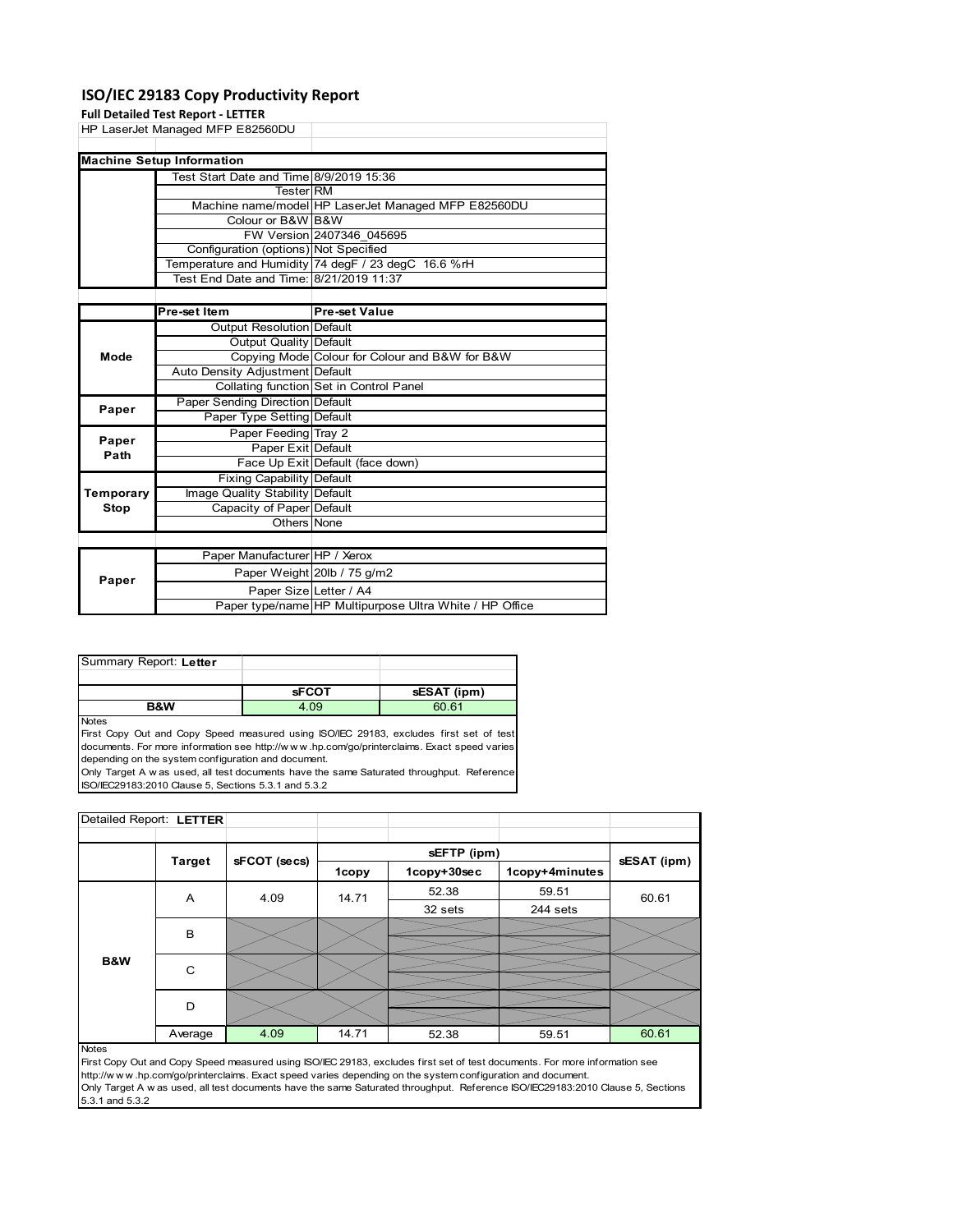# ISO/IEC 29183 Copy Productivity Report

**Full Detailed Test Report - LETTER**

HP LaserJet Managed MFP E82560DU

| **Machine Setup Information** | | |
|---|---|---|
| | Test Start Date and Time | 8/9/2019 15:36 |
| | Tester | RM |
| | Machine name/model | HP LaserJet Managed MFP E82560DU |
| | Colour or B&W | B&W |
| | FW Version | 2407346_045695 |
| | Configuration (options) | Not Specified |
| | Temperature and Humidity | 74 degF / 23 degC 16.6 %rH |
| | Test End Date and Time: | 8/21/2019 11:37 |

| | **Pre-set Item** | **Pre-set Value** |
|---|---|---|
| **Mode** | Output Resolution | Default |
| | Output Quality | Default |
| | Copying Mode | Colour for Colour and B&W for B&W |
| | Auto Density Adjustment | Default |
| | Collating function | Set in Control Panel |
| **Paper** | Paper Sending Direction | Default |
| | Paper Type Setting | Default |
| **Paper Path** | Paper Feeding | Tray 2 |
| | Paper Exit | Default |
| | Face Up Exit | Default (face down) |
| **Temporary Stop** | Fixing Capability | Default |
| | Image Quality Stability | Default |
| | Capacity of Paper | Default |
| | Others | None |

| | | |
|---|---|---|
| **Paper** | Paper Manufacturer | HP / Xerox |
| | Paper Weight | 20lb / 75 g/m2 |
| | Paper Size | Letter / A4 |
| | Paper type/name | HP Multipurpose Ultra White / HP Office |

Summary Report: **Letter**

| | **sFCOT** | **sESAT (ipm)** |
|---|---|---|
| **B&W** | 4.09 | 60.61 |

Notes

First Copy Out and Copy Speed measured using ISO/IEC 29183, excludes first set of test documents. For more information see http://w w w .hp.com/go/printerclaims. Exact speed varies depending on the system configuration and document.

Only Target A w as used, all test documents have the same Saturated throughput. Reference ISO/IEC29183:2010 Clause 5, Sections 5.3.1 and 5.3.2

Detailed Report: **LETTER**

| | **Target** | **sFCOT (secs)** | **sEFTP (ipm)** | | | **sESAT (ipm)** |
|---|---|---|---|---|---|---|
| | | | **1copy** | **1copy+30sec** | **1copy+4minutes** | |
| **B&W** | A | 4.09 | 14.71 | 52.38<br>32 sets | 59.51<br>244 sets | 60.61 |
| | B | | | | | |
| | C | | | | | |
| | D | | | | | |
| | Average | 4.09 | 14.71 | 52.38 | 59.51 | 60.61 |

Notes

First Copy Out and Copy Speed measured using ISO/IEC 29183, excludes first set of test documents. For more information see http://w w w .hp.com/go/printerclaims. Exact speed varies depending on the system configuration and document.

Only Target A w as used, all test documents have the same Saturated throughput. Reference ISO/IEC29183:2010 Clause 5, Sections 5.3.1 and 5.3.2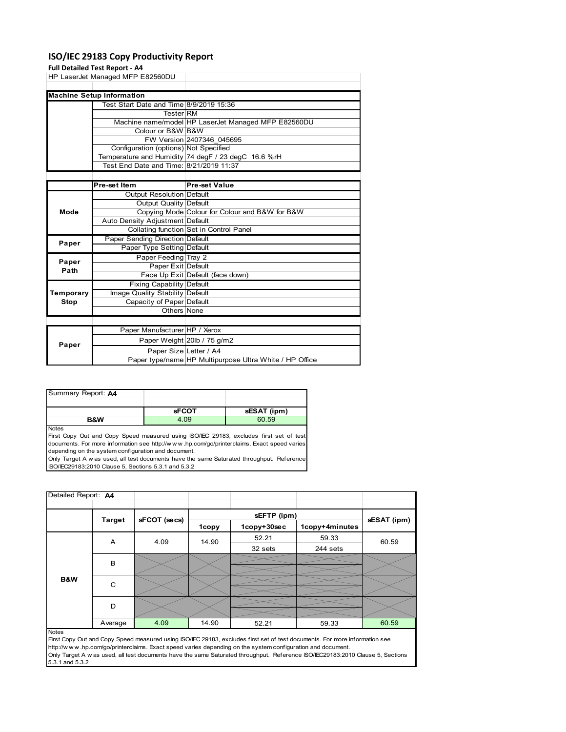# ISO/IEC 29183 Copy Productivity Report

**Full Detailed Test Report - A4**

HP LaserJet Managed MFP E82560DU

| Machine Setup Information | | |
|---|---|---|
| | Test Start Date and Time | 8/9/2019 15:36 |
| | Tester | RM |
| | Machine name/model | HP LaserJet Managed MFP E82560DU |
| | Colour or B&W | B&W |
| | FW Version | 2407346_045695 |
| | Configuration (options) | Not Specified |
| | Temperature and Humidity | 74 degF / 23 degC 16.6 %rH |
| | Test End Date and Time: | 8/21/2019 11:37 |

| | Pre-set Item | Pre-set Value |
|---|---|---|
| Mode | Output Resolution | Default |
| | Output Quality | Default |
| | Copying Mode | Colour for Colour and B&W for B&W |
| | Auto Density Adjustment | Default |
| | Collating function | Set in Control Panel |
| Paper | Paper Sending Direction | Default |
| | Paper Type Setting | Default |
| Paper Path | Paper Feeding | Tray 2 |
| | Paper Exit | Default |
| | Face Up Exit | Default (face down) |
| Temporary Stop | Fixing Capability | Default |
| | Image Quality Stability | Default |
| | Capacity of Paper | Default |
| | Others | None |

| | | |
|---|---|---|
| Paper | Paper Manufacturer | HP / Xerox |
| | Paper Weight | 20lb / 75 g/m2 |
| | Paper Size | Letter / A4 |
| | Paper type/name | HP Multipurpose Ultra White / HP Office |

Summary Report: **A4**

| | sFCOT | sESAT (ipm) |
|---|---|---|
| **B&W** | 4.09 | 60.59 |

Notes

First Copy Out and Copy Speed measured using ISO/IEC 29183, excludes first set of test documents. For more information see http://w w w .hp.com/go/printerclaims. Exact speed varies depending on the system configuration and document.

Only Target A w as used, all test documents have the same Saturated throughput. Reference ISO/IEC29183:2010 Clause 5, Sections 5.3.1 and 5.3.2

Detailed Report: **A4**

| | Target | sFCOT (secs) | sEFTP (ipm) | | | sESAT (ipm) |
|---|---|---|---|---|---|---|
| | | | 1copy | 1copy+30sec | 1copy+4minutes | |
| B&W | A | 4.09 | 14.90 | 52.21<br>32 sets | 59.33<br>244 sets | 60.59 |
| | B | | | | | |
| | C | | | | | |
| | D | | | | | |
| | Average | 4.09 | 14.90 | 52.21 | 59.33 | 60.59 |

Notes

First Copy Out and Copy Speed measured using ISO/IEC 29183, excludes first set of test documents. For more information see http://w w w .hp.com/go/printerclaims. Exact speed varies depending on the system configuration and document.

Only Target A w as used, all test documents have the same Saturated throughput. Reference ISO/IEC29183:2010 Clause 5, Sections 5.3.1 and 5.3.2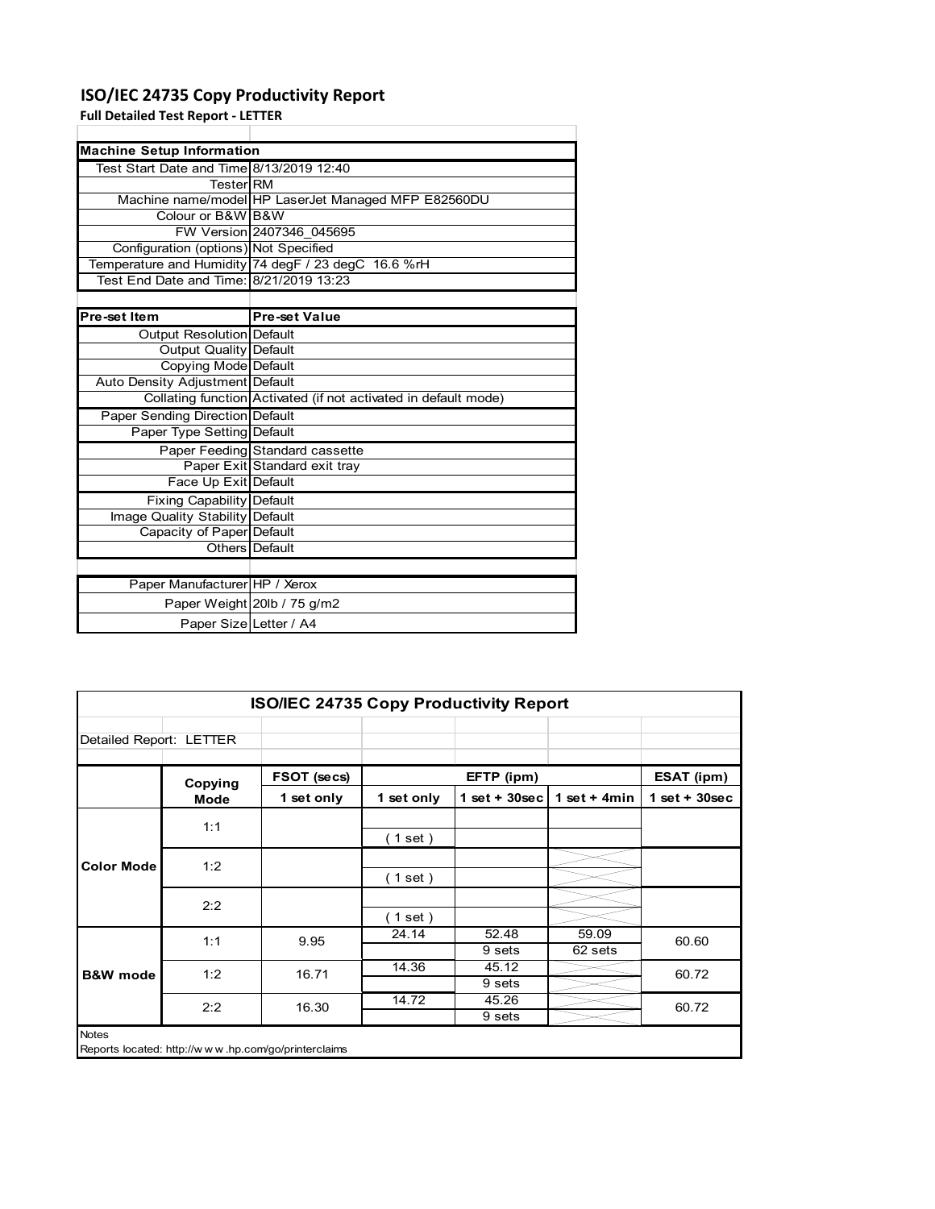# ISO/IEC 24735 Copy Productivity Report

**Full Detailed Test Report - LETTER**

| Machine Setup Information | |
|---|---|
| Test Start Date and Time | 8/13/2019 12:40 |
| Tester | RM |
| Machine name/model | HP LaserJet Managed MFP E82560DU |
| Colour or B&W | B&W |
| FW Version | 2407346_045695 |
| Configuration (options) | Not Specified |
| Temperature and Humidity | 74 degF / 23 degC 16.6 %rH |
| Test End Date and Time: | 8/21/2019 13:23 |

| Pre-set Item | Pre-set Value |
|---|---|
| Output Resolution | Default |
| Output Quality | Default |
| Copying Mode | Default |
| Auto Density Adjustment | Default |
| Collating function | Activated (if not activated in default mode) |
| Paper Sending Direction | Default |
| Paper Type Setting | Default |
| Paper Feeding | Standard cassette |
| Paper Exit | Standard exit tray |
| Face Up Exit | Default |
| Fixing Capability | Default |
| Image Quality Stability | Default |
| Capacity of Paper | Default |
| Others | Default |

| | |
|---|---|
| Paper Manufacturer | HP / Xerox |
| Paper Weight | 20lb / 75 g/m2 |
| Paper Size | Letter / A4 |

**ISO/IEC 24735 Copy Productivity Report**

Detailed Report: LETTER

| | Copying Mode | FSOT (secs) | EFTP (ipm) | | | ESAT (ipm) |
|---|---|---|---|---|---|---|
| | | 1 set only | 1 set only | 1 set + 30sec | 1 set + 4min | 1 set + 30sec |
| Color Mode | 1:1 | | ( 1 set ) | | | |
| | 1:2 | | ( 1 set ) | | | |
| | 2:2 | | ( 1 set ) | | | |
| B&W mode | 1:1 | 9.95 | 24.14 | 52.48<br>9 sets | 59.09<br>62 sets | 60.60 |
| | 1:2 | 16.71 | 14.36 | 45.12<br>9 sets | | 60.72 |
| | 2:2 | 16.30 | 14.72 | 45.26<br>9 sets | | 60.72 |

Notes

Reports located: http://www.hp.com/go/printerclaims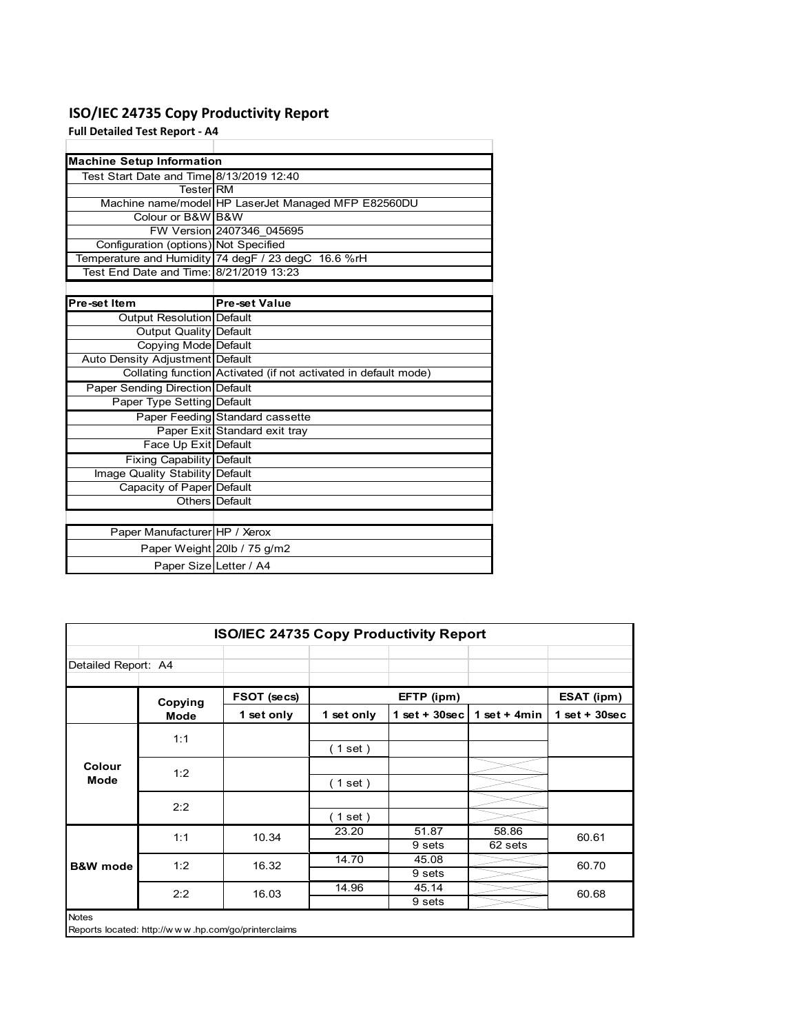# ISO/IEC 24735 Copy Productivity Report

**Full Detailed Test Report - A4**

| Machine Setup Information | |
|---|---|
| Test Start Date and Time | 8/13/2019 12:40 |
| Tester | RM |
| Machine name/model | HP LaserJet Managed MFP E82560DU |
| Colour or B&W | B&W |
| FW Version | 2407346_045695 |
| Configuration (options) | Not Specified |
| Temperature and Humidity | 74 degF / 23 degC 16.6 %rH |
| Test End Date and Time: | 8/21/2019 13:23 |

| Pre-set Item | Pre-set Value |
|---|---|
| Output Resolution | Default |
| Output Quality | Default |
| Copying Mode | Default |
| Auto Density Adjustment | Default |
| Collating function | Activated (if not activated in default mode) |
| Paper Sending Direction | Default |
| Paper Type Setting | Default |
| Paper Feeding | Standard cassette |
| Paper Exit | Standard exit tray |
| Face Up Exit | Default |
| Fixing Capability | Default |
| Image Quality Stability | Default |
| Capacity of Paper | Default |
| Others | Default |

| | |
|---|---|
| Paper Manufacturer | HP / Xerox |
| Paper Weight | 20lb / 75 g/m2 |
| Paper Size | Letter / A4 |

**ISO/IEC 24735 Copy Productivity Report**

Detailed Report: A4

| | Copying Mode | FSOT (secs) | EFTP (ipm) | | | ESAT (ipm) |
|---|---|---|---|---|---|---|
| | | 1 set only | 1 set only | 1 set + 30sec | 1 set + 4min | 1 set + 30sec |
| Colour Mode | 1:1 | | ( 1 set ) | | | |
| | 1:2 | | ( 1 set ) | | | |
| | 2:2 | | ( 1 set ) | | | |
| B&W mode | 1:1 | 10.34 | 23.20 | 51.87<br>9 sets | 58.86<br>62 sets | 60.61 |
| | 1:2 | 16.32 | 14.70 | 45.08<br>9 sets | | 60.70 |
| | 2:2 | 16.03 | 14.96 | 45.14<br>9 sets | | 60.68 |

Notes

Reports located: http://w w w .hp.com/go/printerclaims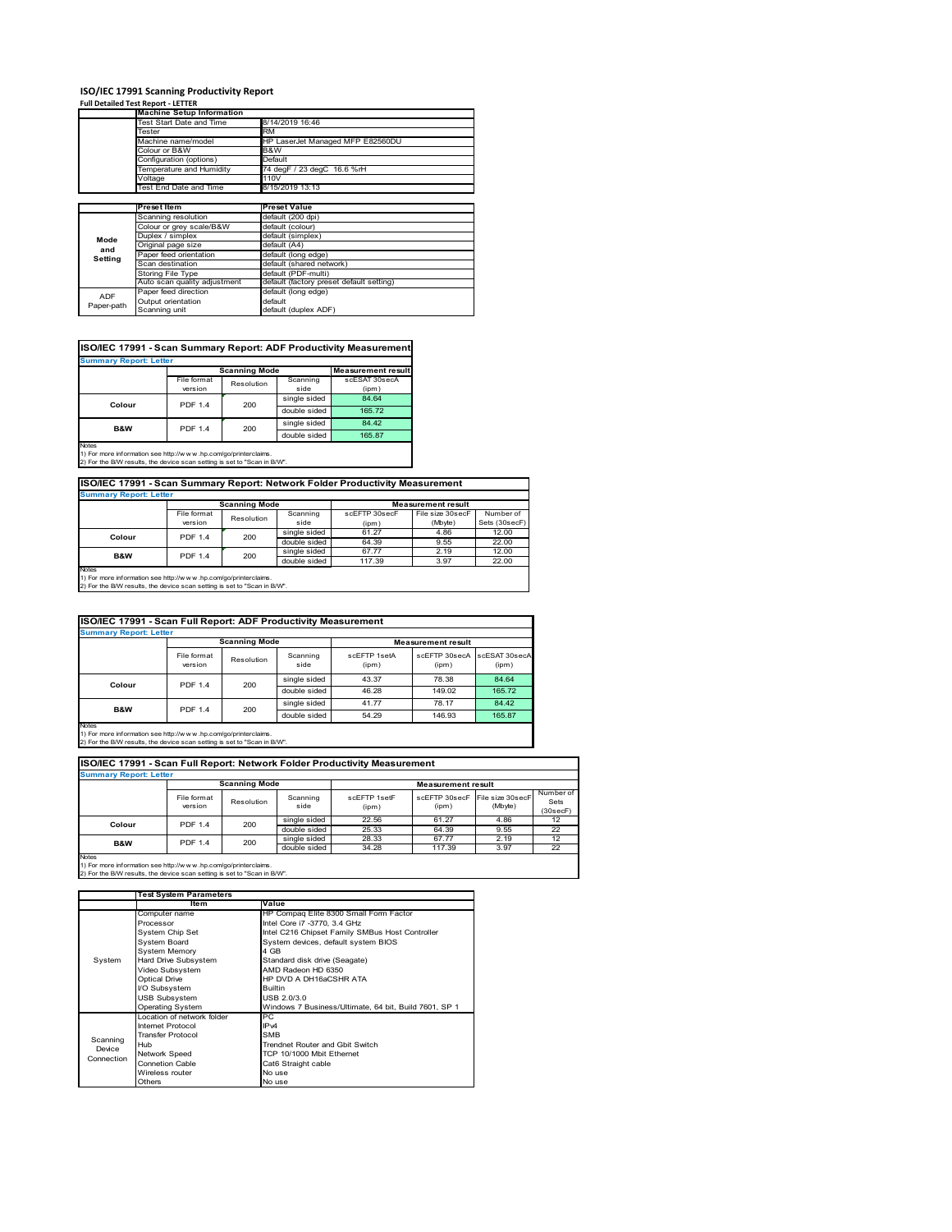# ISO/IEC 17991 Scanning Productivity Report

**Full Detailed Test Report - LETTER**

| | Machine Setup Information | |
|---|---|---|
| | Test Start Date and Time | 8/14/2019 16:46 |
| | Tester | RM |
| | Machine name/model | HP LaserJet Managed MFP E82560DU |
| | Colour or B&W | B&W |
| | Configuration (options) | Default |
| | Temperature and Humidity | 74 degF / 23 degC 16.6 %rH |
| | Voltage | 110V |
| | Test End Date and Time | 8/15/2019 13:13 |

| | Preset Item | Preset Value |
|---|---|---|
| Mode and Setting | Scanning resolution | default (200 dpi) |
| | Colour or grey scale/B&W | default (colour) |
| | Duplex / simplex | default (simplex) |
| | Original page size | default (A4) |
| | Paper feed orientation | default (long edge) |
| | Scan destination | default (shared network) |
| | Storing File Type | default (PDF-multi) |
| | Auto scan quality adjustment | default (factory preset default setting) |
| ADF Paper-path | Paper feed direction | default (long edge) |
| | Output orientation | default |
| | Scanning unit | default (duplex ADF) |

## ISO/IEC 17991 - Scan Summary Report: ADF Productivity Measurement

**Summary Report: Letter**

| | Scanning Mode | | | Measurement result |
|---|---|---|---|---|
| | File format version | Resolution | Scanning side | scESAT 30secA (ipm) |
| Colour | PDF 1.4 | 200 | single sided | 84.64 |
| | | | double sided | 165.72 |
| B&W | PDF 1.4 | 200 | single sided | 84.42 |
| | | | double sided | 165.87 |

Notes
1) For more information see http://www.hp.com/go/printerclaims.
2) For the B/W results, the device scan setting is set to "Scan in B/W".

## ISO/IEC 17991 - Scan Summary Report: Network Folder Productivity Measurement

**Summary Report: Letter**

| | Scanning Mode | | | Measurement result | | |
|---|---|---|---|---|---|---|
| | File format version | Resolution | Scanning side | scEFTP 30secF (ipm) | File size 30secF (Mbyte) | Number of Sets (30secF) |
| Colour | PDF 1.4 | 200 | single sided | 61.27 | 4.86 | 12.00 |
| | | | double sided | 64.39 | 9.55 | 22.00 |
| B&W | PDF 1.4 | 200 | single sided | 67.77 | 2.19 | 12.00 |
| | | | double sided | 117.39 | 3.97 | 22.00 |

Notes
1) For more information see http://www.hp.com/go/printerclaims.
2) For the B/W results, the device scan setting is set to "Scan in B/W".

## ISO/IEC 17991 - Scan Full Report: ADF Productivity Measurement

**Summary Report: Letter**

| | Scanning Mode | | | Measurement result | | |
|---|---|---|---|---|---|---|
| | File format version | Resolution | Scanning side | scEFTP 1setA (ipm) | scEFTP 30secA (ipm) | scESAT 30secA (ipm) |
| Colour | PDF 1.4 | 200 | single sided | 43.37 | 78.38 | 84.64 |
| | | | double sided | 46.28 | 149.02 | 165.72 |
| B&W | PDF 1.4 | 200 | single sided | 41.77 | 78.17 | 84.42 |
| | | | double sided | 54.29 | 146.93 | 165.87 |

Notes
1) For more information see http://www.hp.com/go/printerclaims.
2) For the B/W results, the device scan setting is set to "Scan in B/W".

## ISO/IEC 17991 - Scan Full Report: Network Folder Productivity Measurement

**Summary Report: Letter**

| | Scanning Mode | | | Measurement result | | | |
|---|---|---|---|---|---|---|---|
| | File format version | Resolution | Scanning side | scEFTP 1setF (ipm) | scEFTP 30secF (ipm) | File size 30secF (Mbyte) | Number of Sets (30secF) |
| Colour | PDF 1.4 | 200 | single sided | 22.56 | 61.27 | 4.86 | 12 |
| | | | double sided | 25.33 | 64.39 | 9.55 | 22 |
| B&W | PDF 1.4 | 200 | single sided | 28.33 | 67.77 | 2.19 | 12 |
| | | | double sided | 34.28 | 117.39 | 3.97 | 22 |

Notes
1) For more information see http://www.hp.com/go/printerclaims.
2) For the B/W results, the device scan setting is set to "Scan in B/W".

| | Test System Parameters | |
|---|---|---|
| | Item | Value |
| System | Computer name | HP Compaq Elite 8300 Small Form Factor |
| | Processor | Intel Core i7 -3770, 3.4 GHz |
| | System Chip Set | Intel C216 Chipset Family SMBus Host Controller |
| | System Board | System devices, default system BIOS |
| | System Memory | 4 GB |
| | Hard Drive Subsystem | Standard disk drive (Seagate) |
| | Video Subsystem | AMD Radeon HD 6350 |
| | Optical Drive | HP DVD A DH16aCSHR ATA |
| | I/O Subsystem | Builtin |
| | USB Subsystem | USB 2.0/3.0 |
| | Operating System | Windows 7 Business/Ultimate, 64 bit, Build 7601, SP 1 |
| Scanning Device Connection | Location of network folder | PC |
| | Internet Protocol | IPv4 |
| | Transfer Protocol | SMB |
| | Hub | Trendnet Router and Gbit Switch |
| | Network Speed | TCP 10/1000 Mbit Ethernet |
| | Connetion Cable | Cat6 Straight cable |
| | Wireless router | No use |
| | Others | No use |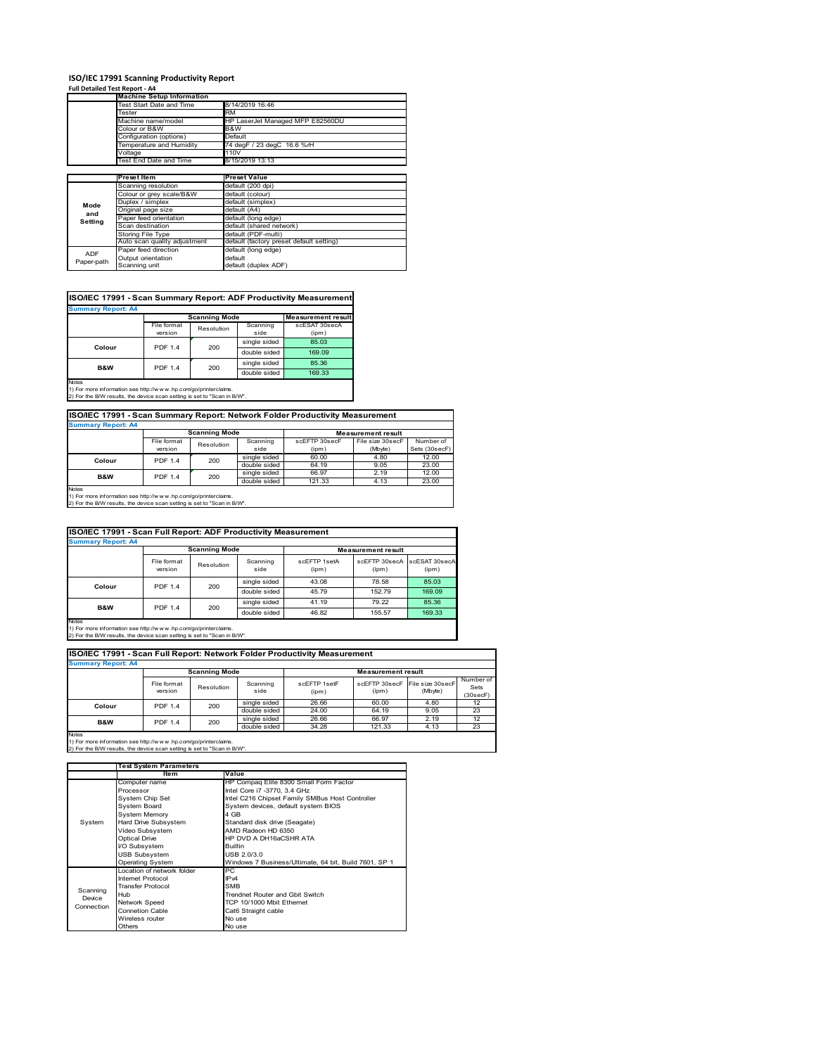# ISO/IEC 17991 Scanning Productivity Report

**Full Detailed Test Report - A4**

| | Machine Setup Information | |
|---|---|---|
| | Test Start Date and Time | 8/14/2019 16:46 |
| | Tester | RM |
| | Machine name/model | HP LaserJet Managed MFP E82560DU |
| | Colour or B&W | B&W |
| | Configuration (options) | Default |
| | Temperature and Humidity | 74 degF / 23 degC 16.6 %rH |
| | Voltage | 110V |
| | Test End Date and Time | 8/15/2019 13:13 |

| | Preset Item | Preset Value |
|---|---|---|
| Mode and Setting | Scanning resolution | default (200 dpi) |
| | Colour or grey scale/B&W | default (colour) |
| | Duplex / simplex | default (simplex) |
| | Original page size | default (A4) |
| | Paper feed orientation | default (long edge) |
| | Scan destination | default (shared network) |
| | Storing File Type | default (PDF-multi) |
| | Auto scan quality adjustment | default (factory preset default setting) |
| ADF Paper-path | Paper feed direction | default (long edge) |
| | Output orientation | default |
| | Scanning unit | default (duplex ADF) |

## ISO/IEC 17991 - Scan Summary Report: ADF Productivity Measurement

**Summary Report: A4**

| | Scanning Mode | | | Measurement result |
|---|---|---|---|---|
| | File format version | Resolution | Scanning side | scESAT 30secA (ipm) |
| Colour | PDF 1.4 | 200 | single sided | 85.03 |
| | | | double sided | 169.09 |
| B&W | PDF 1.4 | 200 | single sided | 85.36 |
| | | | double sided | 169.33 |

Notes
1) For more information see http://www.hp.com/go/printerclaims.
2) For the B/W results, the device scan setting is set to "Scan in B/W".

## ISO/IEC 17991 - Scan Summary Report: Network Folder Productivity Measurement

**Summary Report: A4**

| | Scanning Mode | | | Measurement result | | |
|---|---|---|---|---|---|---|
| | File format version | Resolution | Scanning side | scEFTP 30secF (ipm) | File size 30secF (Mbyte) | Number of Sets (30secF) |
| Colour | PDF 1.4 | 200 | single sided | 60.00 | 4.80 | 12.00 |
| | | | double sided | 64.19 | 9.05 | 23.00 |
| B&W | PDF 1.4 | 200 | single sided | 66.97 | 2.19 | 12.00 |
| | | | double sided | 121.33 | 4.13 | 23.00 |

Notes
1) For more information see http://www.hp.com/go/printerclaims.
2) For the B/W results, the device scan setting is set to "Scan in B/W".

## ISO/IEC 17991 - Scan Full Report: ADF Productivity Measurement

**Summary Report: A4**

| | Scanning Mode | | | Measurement result | | |
|---|---|---|---|---|---|---|
| | File format version | Resolution | Scanning side | scEFTP 1setA (ipm) | scEFTP 30secA (ipm) | scESAT 30secA (ipm) |
| Colour | PDF 1.4 | 200 | single sided | 43.08 | 78.58 | 85.03 |
| | | | double sided | 45.79 | 152.79 | 169.09 |
| B&W | PDF 1.4 | 200 | single sided | 41.19 | 79.22 | 85.36 |
| | | | double sided | 46.82 | 155.57 | 169.33 |

Notes
1) For more information see http://www.hp.com/go/printerclaims.
2) For the B/W results, the device scan setting is set to "Scan in B/W".

## ISO/IEC 17991 - Scan Full Report: Network Folder Productivity Measurement

**Summary Report: A4**

| | Scanning Mode | | | Measurement result | | | |
|---|---|---|---|---|---|---|---|
| | File format version | Resolution | Scanning side | scEFTP 1setF (ipm) | scEFTP 30secF (ipm) | File size 30secF (Mbyte) | Number of Sets (30secF) |
| Colour | PDF 1.4 | 200 | single sided | 26.66 | 60.00 | 4.80 | 12 |
| | | | double sided | 24.00 | 64.19 | 9.05 | 23 |
| B&W | PDF 1.4 | 200 | single sided | 26.66 | 66.97 | 2.19 | 12 |
| | | | double sided | 34.28 | 121.33 | 4.13 | 23 |

Notes
1) For more information see http://www.hp.com/go/printerclaims.
2) For the B/W results, the device scan setting is set to "Scan in B/W".

| | Test System Parameters | |
|---|---|---|
| | Item | Value |
| System | Computer name | HP Compaq Elite 8300 Small Form Factor |
| | Processor | Intel Core i7 -3770, 3.4 GHz |
| | System Chip Set | Intel C216 Chipset Family SMBus Host Controller |
| | System Board | System devices, default system BIOS |
| | System Memory | 4 GB |
| | Hard Drive Subsystem | Standard disk drive (Seagate) |
| | Video Subsystem | AMD Radeon HD 6350 |
| | Optical Drive | HP DVD A DH16aCSHR ATA |
| | I/O Subsystem | Builtin |
| | USB Subsystem | USB 2.0/3.0 |
| | Operating System | Windows 7 Business/Ultimate, 64 bit, Build 7601, SP 1 |
| Scanning Device Connection | Location of network folder | PC |
| | Internet Protocol | IPv4 |
| | Transfer Protocol | SMB |
| | Hub | Trendnet Router and Gbit Switch |
| | Network Speed | TCP 10/1000 Mbit Ethernet |
| | Connetion Cable | Cat6 Straight cable |
| | Wireless router | No use |
| | Others | No use |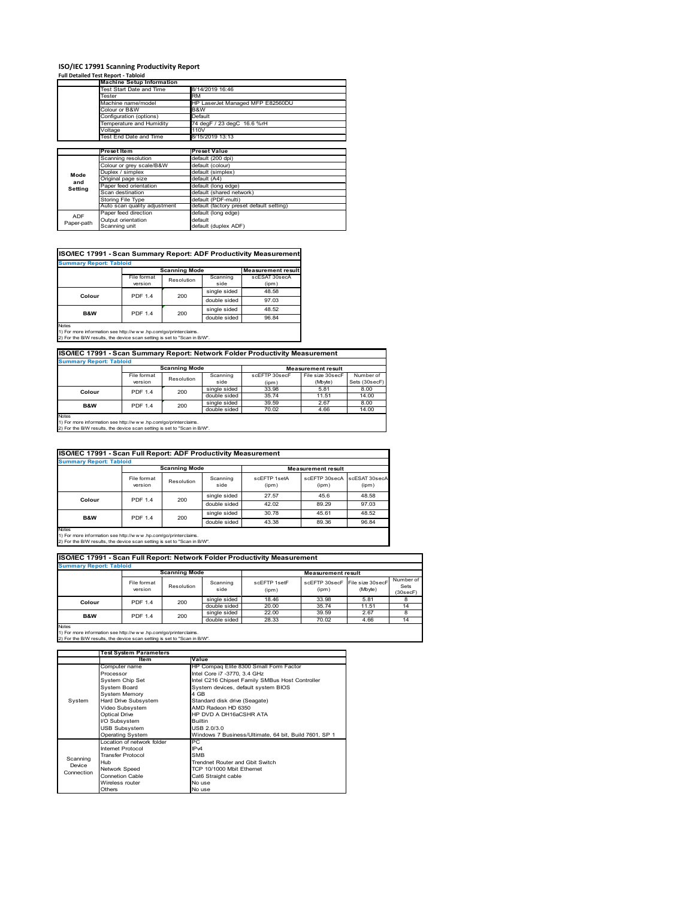# ISO/IEC 17991 Scanning Productivity Report

**Full Detailed Test Report - Tabloid**

| | Machine Setup Information | |
|---|---|---|
| | Test Start Date and Time | 8/14/2019 16:46 |
| | Tester | RM |
| | Machine name/model | HP LaserJet Managed MFP E82560DU |
| | Colour or B&W | B&W |
| | Configuration (options) | Default |
| | Temperature and Humidity | 74 degF / 23 degC 16.6 %rH |
| | Voltage | 110V |
| | Test End Date and Time | 8/15/2019 13:13 |

| | Preset Item | Preset Value |
|---|---|---|
| Mode and Setting | Scanning resolution | default (200 dpi) |
| | Colour or grey scale/B&W | default (colour) |
| | Duplex / simplex | default (simplex) |
| | Original page size | default (A4) |
| | Paper feed orientation | default (long edge) |
| | Scan destination | default (shared network) |
| | Storing File Type | default (PDF-multi) |
| | Auto scan quality adjustment | default (factory preset default setting) |
| ADF Paper-path | Paper feed direction | default (long edge) |
| | Output orientation | default |
| | Scanning unit | default (duplex ADF) |

## ISO/IEC 17991 - Scan Summary Report: ADF Productivity Measurement

**Summary Report: Tabloid**

| | Scanning Mode | | | Measurement result |
|---|---|---|---|---|
| | File format version | Resolution | Scanning side | scESAT 30secA (ipm) |
| Colour | PDF 1.4 | 200 | single sided | 48.58 |
| | | | double sided | 97.03 |
| B&W | PDF 1.4 | 200 | single sided | 48.52 |
| | | | double sided | 96.84 |

Notes
1) For more information see http://www.hp.com/go/printerclaims.
2) For the B/W results, the device scan setting is set to "Scan in B/W".

## ISO/IEC 17991 - Scan Summary Report: Network Folder Productivity Measurement

**Summary Report: Tabloid**

| | Scanning Mode | | | Measurement result | | |
|---|---|---|---|---|---|---|
| | File format version | Resolution | Scanning side | scEFTP 30secF (ipm) | File size 30secF (Mbyte) | Number of Sets (30secF) |
| Colour | PDF 1.4 | 200 | single sided | 33.98 | 5.81 | 8.00 |
| | | | double sided | 35.74 | 11.51 | 14.00 |
| B&W | PDF 1.4 | 200 | single sided | 39.59 | 2.67 | 8.00 |
| | | | double sided | 70.02 | 4.66 | 14.00 |

Notes
1) For more information see http://www.hp.com/go/printerclaims.
2) For the B/W results, the device scan setting is set to "Scan in B/W".

## ISO/IEC 17991 - Scan Full Report: ADF Productivity Measurement

**Summary Report: Tabloid**

| | Scanning Mode | | | Measurement result | | |
|---|---|---|---|---|---|---|
| | File format version | Resolution | Scanning side | scEFTP 1setA (ipm) | scEFTP 30secA (ipm) | scESAT 30secA (ipm) |
| Colour | PDF 1.4 | 200 | single sided | 27.57 | 45.6 | 48.58 |
| | | | double sided | 42.02 | 89.29 | 97.03 |
| B&W | PDF 1.4 | 200 | single sided | 30.78 | 45.61 | 48.52 |
| | | | double sided | 43.38 | 89.36 | 96.84 |

Notes
1) For more information see http://www.hp.com/go/printerclaims.
2) For the B/W results, the device scan setting is set to "Scan in B/W".

## ISO/IEC 17991 - Scan Full Report: Network Folder Productivity Measurement

**Summary Report: Tabloid**

| | Scanning Mode | | | Measurement result | | | |
|---|---|---|---|---|---|---|---|
| | File format version | Resolution | Scanning side | scEFTP 1setF (ipm) | scEFTP 30secF (ipm) | File size 30secF (Mbyte) | Number of Sets (30secF) |
| Colour | PDF 1.4 | 200 | single sided | 18.46 | 33.98 | 5.81 | 8 |
| | | | double sided | 20.00 | 35.74 | 11.51 | 14 |
| B&W | PDF 1.4 | 200 | single sided | 22.00 | 39.59 | 2.67 | 8 |
| | | | double sided | 28.33 | 70.02 | 4.66 | 14 |

Notes
1) For more information see http://www.hp.com/go/printerclaims.
2) For the B/W results, the device scan setting is set to "Scan in B/W".

| | Test System Parameters | |
|---|---|---|
| | Item | Value |
| System | Computer name | HP Compaq Elite 8300 Small Form Factor |
| | Processor | Intel Core i7 -3770, 3.4 GHz |
| | System Chip Set | Intel C216 Chipset Family SMBus Host Controller |
| | System Board | System devices, default system BIOS |
| | System Memory | 4 GB |
| | Hard Drive Subsystem | Standard disk drive (Seagate) |
| | Video Subsystem | AMD Radeon HD 6350 |
| | Optical Drive | HP DVD A DH16aCSHR ATA |
| | I/O Subsystem | Builtin |
| | USB Subsystem | USB 2.0/3.0 |
| | Operating System | Windows 7 Business/Ultimate, 64 bit, Build 7601, SP 1 |
| Scanning Device Connection | Location of network folder | PC |
| | Internet Protocol | IPv4 |
| | Transfer Protocol | SMB |
| | Hub | Trendnet Router and Gbit Switch |
| | Network Speed | TCP 10/1000 Mbit Ethernet |
| | Connetion Cable | Cat6 Straight cable |
| | Wireless router | No use |
| | Others | No use |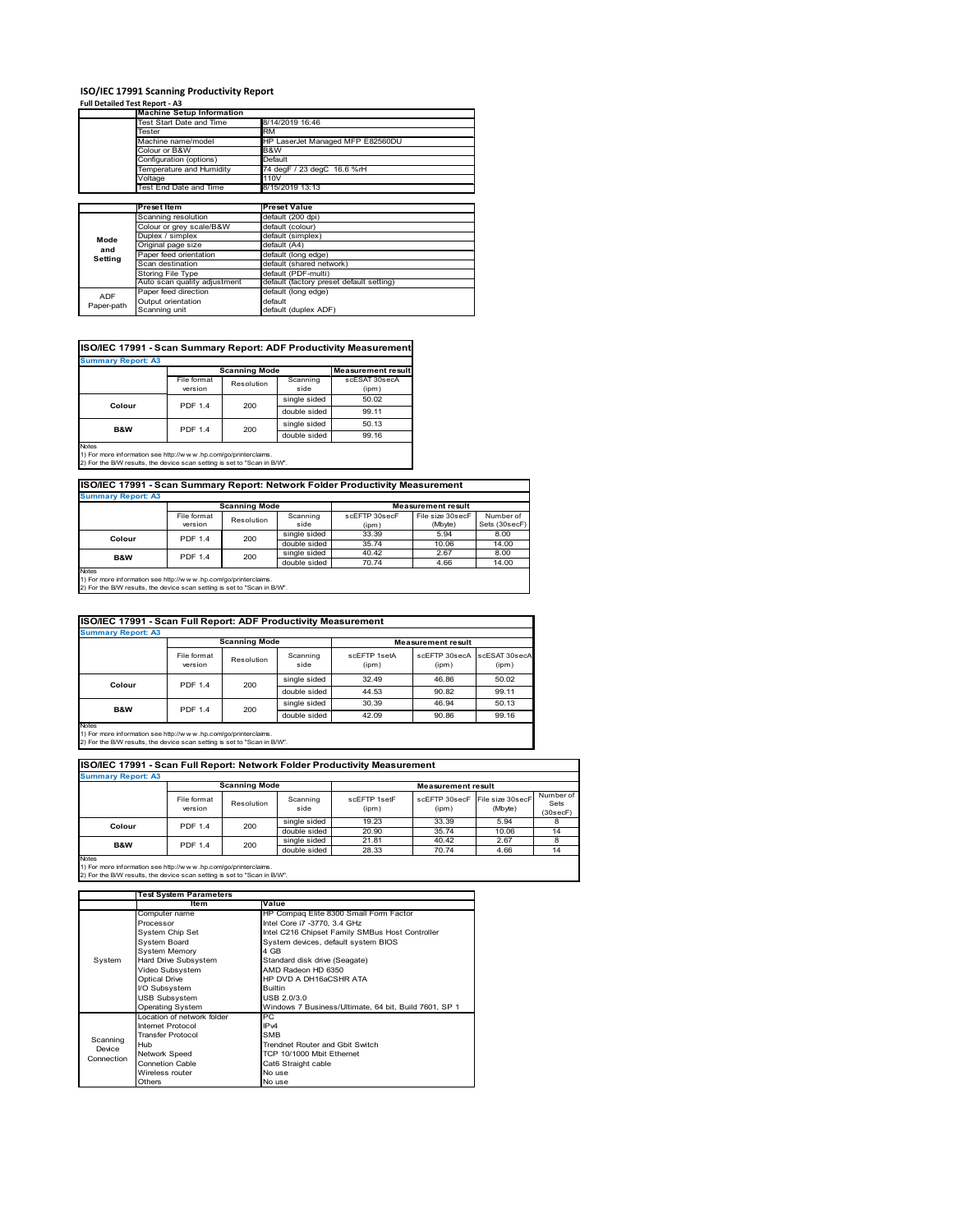# ISO/IEC 17991 Scanning Productivity Report

**Full Detailed Test Report - A3**

| | Machine Setup Information | |
|---|---|---|
| | Test Start Date and Time | 8/14/2019 16:46 |
| | Tester | RM |
| | Machine name/model | HP LaserJet Managed MFP E82560DU |
| | Colour or B&W | B&W |
| | Configuration (options) | Default |
| | Temperature and Humidity | 74 degF / 23 degC 16.6 %rH |
| | Voltage | 110V |
| | Test End Date and Time | 8/15/2019 13:13 |

| | Preset Item | Preset Value |
|---|---|---|
| Mode and Setting | Scanning resolution | default (200 dpi) |
| | Colour or grey scale/B&W | default (colour) |
| | Duplex / simplex | default (simplex) |
| | Original page size | default (A4) |
| | Paper feed orientation | default (long edge) |
| | Scan destination | default (shared network) |
| | Storing File Type | default (PDF-multi) |
| | Auto scan quality adjustment | default (factory preset default setting) |
| ADF Paper-path | Paper feed direction | default (long edge) |
| | Output orientation | default |
| | Scanning unit | default (duplex ADF) |

## ISO/IEC 17991 - Scan Summary Report: ADF Productivity Measurement

**Summary Report: A3**

| | Scanning Mode | | | Measurement result |
|---|---|---|---|---|
| | File format version | Resolution | Scanning side | scESAT 30secA (ipm) |
| Colour | PDF 1.4 | 200 | single sided | 50.02 |
| | | | double sided | 99.11 |
| B&W | PDF 1.4 | 200 | single sided | 50.13 |
| | | | double sided | 99.16 |

Notes
1) For more information see http://www.hp.com/go/printerclaims.
2) For the B/W results, the device scan setting is set to "Scan in B/W".

## ISO/IEC 17991 - Scan Summary Report: Network Folder Productivity Measurement

**Summary Report: A3**

| | Scanning Mode | | | Measurement result | | |
|---|---|---|---|---|---|---|
| | File format version | Resolution | Scanning side | scEFTP 30secF (ipm) | File size 30secF (Mbyte) | Number of Sets (30secF) |
| Colour | PDF 1.4 | 200 | single sided | 33.39 | 5.94 | 8.00 |
| | | | double sided | 35.74 | 10.06 | 14.00 |
| B&W | PDF 1.4 | 200 | single sided | 40.42 | 2.67 | 8.00 |
| | | | double sided | 70.74 | 4.66 | 14.00 |

Notes
1) For more information see http://www.hp.com/go/printerclaims.
2) For the B/W results, the device scan setting is set to "Scan in B/W".

## ISO/IEC 17991 - Scan Full Report: ADF Productivity Measurement

**Summary Report: A3**

| | Scanning Mode | | | Measurement result | | |
|---|---|---|---|---|---|---|
| | File format version | Resolution | Scanning side | scEFTP 1setA (ipm) | scEFTP 30secA (ipm) | scESAT 30secA (ipm) |
| Colour | PDF 1.4 | 200 | single sided | 32.49 | 46.86 | 50.02 |
| | | | double sided | 44.53 | 90.82 | 99.11 |
| B&W | PDF 1.4 | 200 | single sided | 30.39 | 46.94 | 50.13 |
| | | | double sided | 42.09 | 90.86 | 99.16 |

Notes
1) For more information see http://www.hp.com/go/printerclaims.
2) For the B/W results, the device scan setting is set to "Scan in B/W".

## ISO/IEC 17991 - Scan Full Report: Network Folder Productivity Measurement

**Summary Report: A3**

| | Scanning Mode | | | Measurement result | | | |
|---|---|---|---|---|---|---|---|
| | File format version | Resolution | Scanning side | scEFTP 1setF (ipm) | scEFTP 30secF (ipm) | File size 30secF (Mbyte) | Number of Sets (30secF) |
| Colour | PDF 1.4 | 200 | single sided | 19.23 | 33.39 | 5.94 | 8 |
| | | | double sided | 20.90 | 35.74 | 10.06 | 14 |
| B&W | PDF 1.4 | 200 | single sided | 21.81 | 40.42 | 2.67 | 8 |
| | | | double sided | 28.33 | 70.74 | 4.66 | 14 |

Notes
1) For more information see http://www.hp.com/go/printerclaims.
2) For the B/W results, the device scan setting is set to "Scan in B/W".

| | Test System Parameters | |
|---|---|---|
| | Item | Value |
| System | Computer name | HP Compaq Elite 8300 Small Form Factor |
| | Processor | Intel Core i7 -3770, 3.4 GHz |
| | System Chip Set | Intel C216 Chipset Family SMBus Host Controller |
| | System Board | System devices, default system BIOS |
| | System Memory | 4 GB |
| | Hard Drive Subsystem | Standard disk drive (Seagate) |
| | Video Subsystem | AMD Radeon HD 6350 |
| | Optical Drive | HP DVD A DH16aCSHR ATA |
| | I/O Subsystem | Builtin |
| | USB Subsystem | USB 2.0/3.0 |
| | Operating System | Windows 7 Business/Ultimate, 64 bit, Build 7601, SP 1 |
| Scanning Device Connection | Location of network folder | PC |
| | Internet Protocol | IPv4 |
| | Transfer Protocol | SMB |
| | Hub | Trendnet Router and Gbit Switch |
| | Network Speed | TCP 10/1000 Mbit Ethernet |
| | Connetion Cable | Cat6 Straight cable |
| | Wireless router | No use |
| | Others | No use |